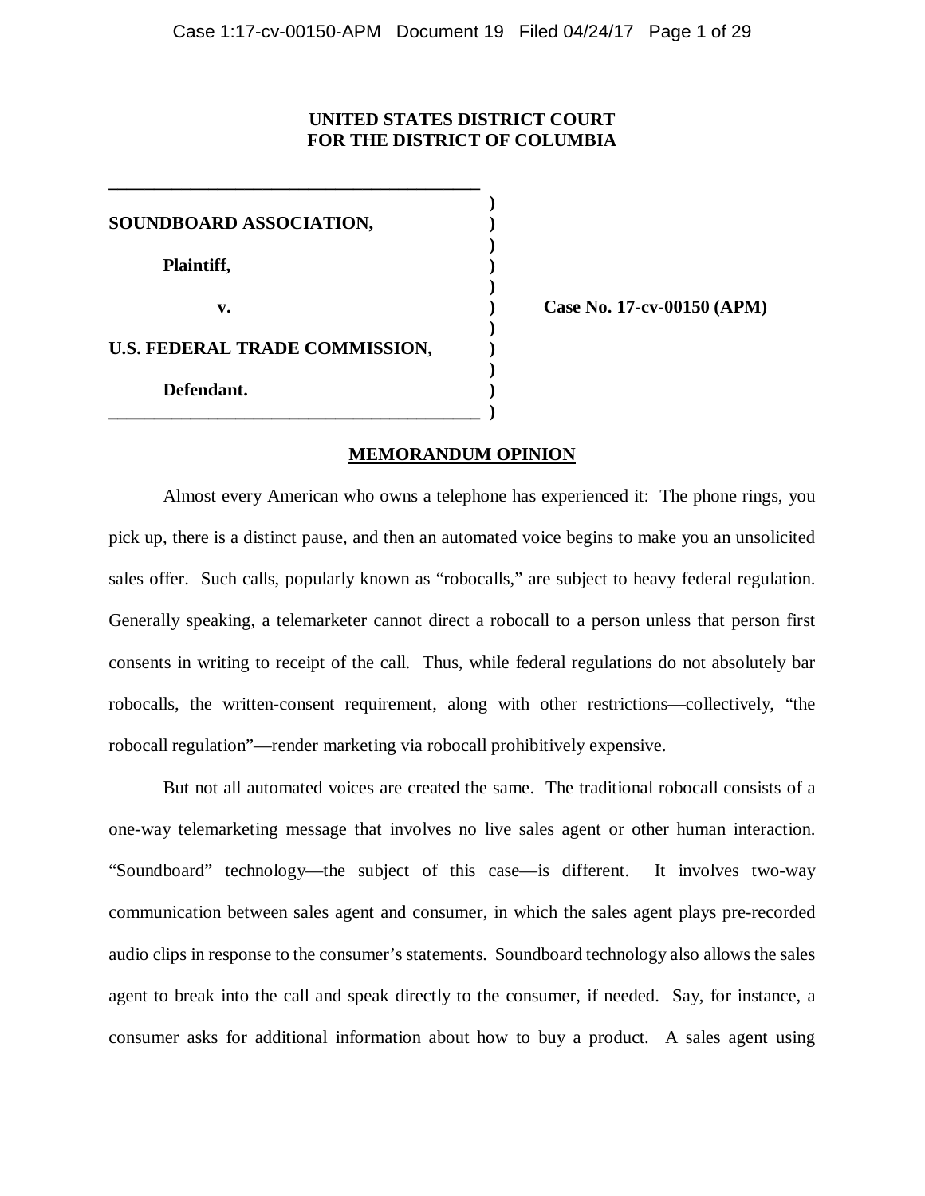**UNITED STATES DISTRICT COURT**
**FOR THE DISTRICT OF COLUMBIA**

| | | |
|---|---|---|
| **SOUNDBOARD ASSOCIATION,** | ) | |
| **Plaintiff,** | ) | |
| **v.** | ) | **Case No. 17-cv-00150 (APM)** |
| **U.S. FEDERAL TRADE COMMISSION,** | ) | |
| **Defendant.** | ) | |

## MEMORANDUM OPINION

Almost every American who owns a telephone has experienced it: The phone rings, you pick up, there is a distinct pause, and then an automated voice begins to make you an unsolicited sales offer. Such calls, popularly known as "robocalls," are subject to heavy federal regulation. Generally speaking, a telemarketer cannot direct a robocall to a person unless that person first consents in writing to receipt of the call. Thus, while federal regulations do not absolutely bar robocalls, the written-consent requirement, along with other restrictions—collectively, "the robocall regulation"—render marketing via robocall prohibitively expensive.

But not all automated voices are created the same. The traditional robocall consists of a one-way telemarketing message that involves no live sales agent or other human interaction. "Soundboard" technology—the subject of this case—is different. It involves two-way communication between sales agent and consumer, in which the sales agent plays pre-recorded audio clips in response to the consumer's statements. Soundboard technology also allows the sales agent to break into the call and speak directly to the consumer, if needed. Say, for instance, a consumer asks for additional information about how to buy a product. A sales agent using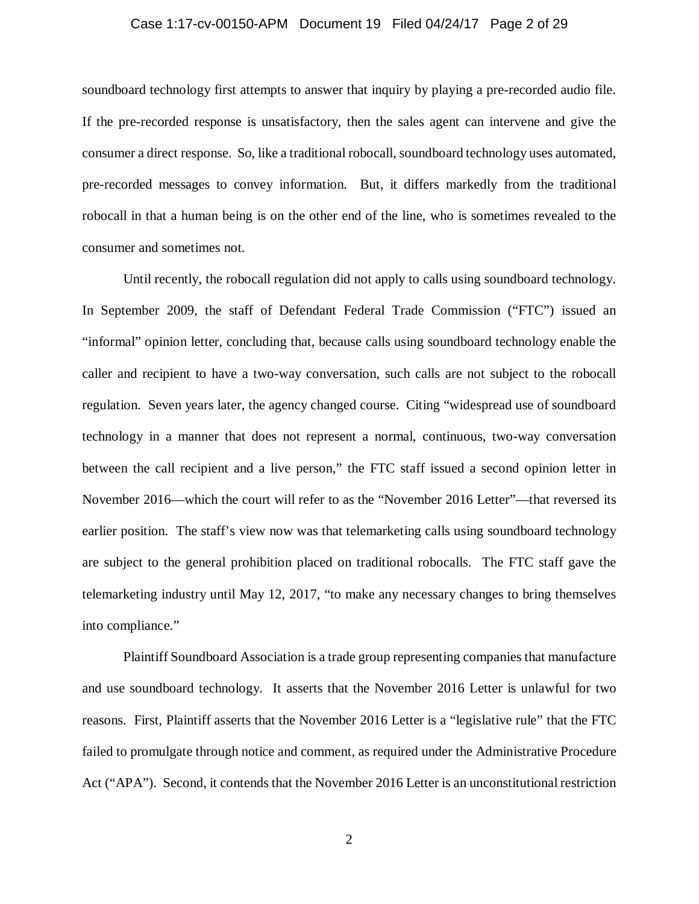soundboard technology first attempts to answer that inquiry by playing a pre-recorded audio file. If the pre-recorded response is unsatisfactory, then the sales agent can intervene and give the consumer a direct response. So, like a traditional robocall, soundboard technology uses automated, pre-recorded messages to convey information. But, it differs markedly from the traditional robocall in that a human being is on the other end of the line, who is sometimes revealed to the consumer and sometimes not.

Until recently, the robocall regulation did not apply to calls using soundboard technology. In September 2009, the staff of Defendant Federal Trade Commission ("FTC") issued an "informal" opinion letter, concluding that, because calls using soundboard technology enable the caller and recipient to have a two-way conversation, such calls are not subject to the robocall regulation. Seven years later, the agency changed course. Citing "widespread use of soundboard technology in a manner that does not represent a normal, continuous, two-way conversation between the call recipient and a live person," the FTC staff issued a second opinion letter in November 2016—which the court will refer to as the "November 2016 Letter"—that reversed its earlier position. The staff's view now was that telemarketing calls using soundboard technology are subject to the general prohibition placed on traditional robocalls. The FTC staff gave the telemarketing industry until May 12, 2017, "to make any necessary changes to bring themselves into compliance."

Plaintiff Soundboard Association is a trade group representing companies that manufacture and use soundboard technology. It asserts that the November 2016 Letter is unlawful for two reasons. First, Plaintiff asserts that the November 2016 Letter is a "legislative rule" that the FTC failed to promulgate through notice and comment, as required under the Administrative Procedure Act ("APA"). Second, it contends that the November 2016 Letter is an unconstitutional restriction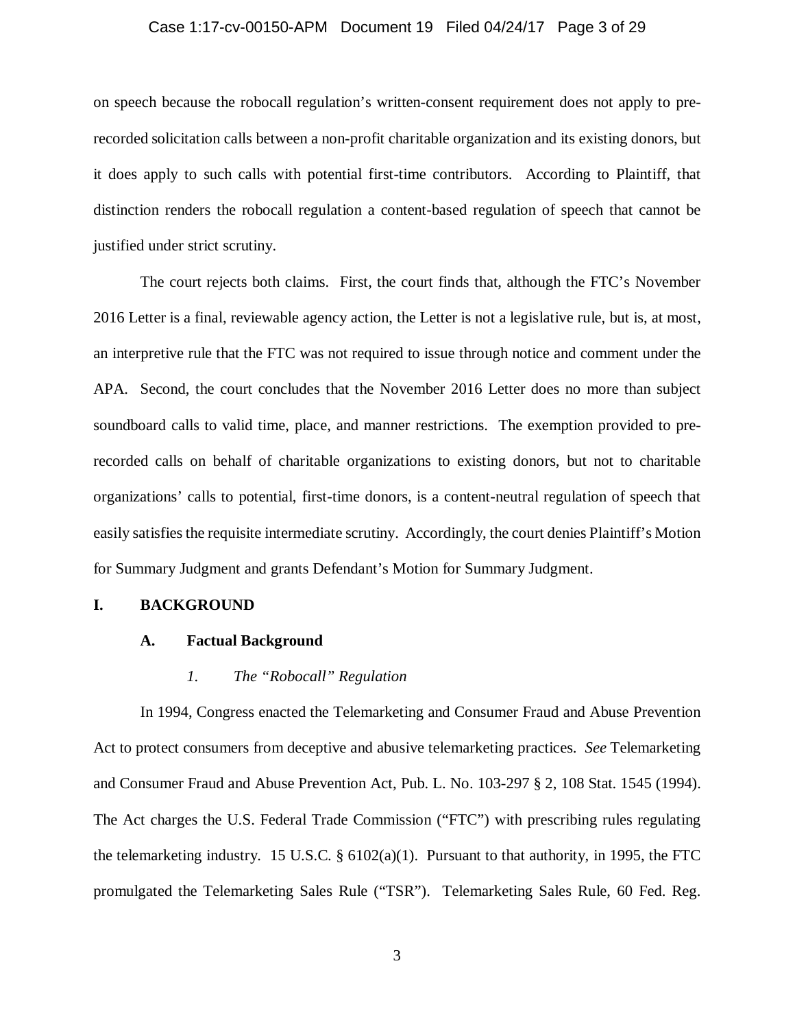on speech because the robocall regulation's written-consent requirement does not apply to pre-recorded solicitation calls between a non-profit charitable organization and its existing donors, but it does apply to such calls with potential first-time contributors. According to Plaintiff, that distinction renders the robocall regulation a content-based regulation of speech that cannot be justified under strict scrutiny.

The court rejects both claims. First, the court finds that, although the FTC's November 2016 Letter is a final, reviewable agency action, the Letter is not a legislative rule, but is, at most, an interpretive rule that the FTC was not required to issue through notice and comment under the APA. Second, the court concludes that the November 2016 Letter does no more than subject soundboard calls to valid time, place, and manner restrictions. The exemption provided to pre-recorded calls on behalf of charitable organizations to existing donors, but not to charitable organizations' calls to potential, first-time donors, is a content-neutral regulation of speech that easily satisfies the requisite intermediate scrutiny. Accordingly, the court denies Plaintiff's Motion for Summary Judgment and grants Defendant's Motion for Summary Judgment.

## I. BACKGROUND

### A. Factual Background

#### *1. The "Robocall" Regulation*

In 1994, Congress enacted the Telemarketing and Consumer Fraud and Abuse Prevention Act to protect consumers from deceptive and abusive telemarketing practices. *See* Telemarketing and Consumer Fraud and Abuse Prevention Act, Pub. L. No. 103-297 § 2, 108 Stat. 1545 (1994). The Act charges the U.S. Federal Trade Commission ("FTC") with prescribing rules regulating the telemarketing industry. 15 U.S.C. § 6102(a)(1). Pursuant to that authority, in 1995, the FTC promulgated the Telemarketing Sales Rule ("TSR"). Telemarketing Sales Rule, 60 Fed. Reg.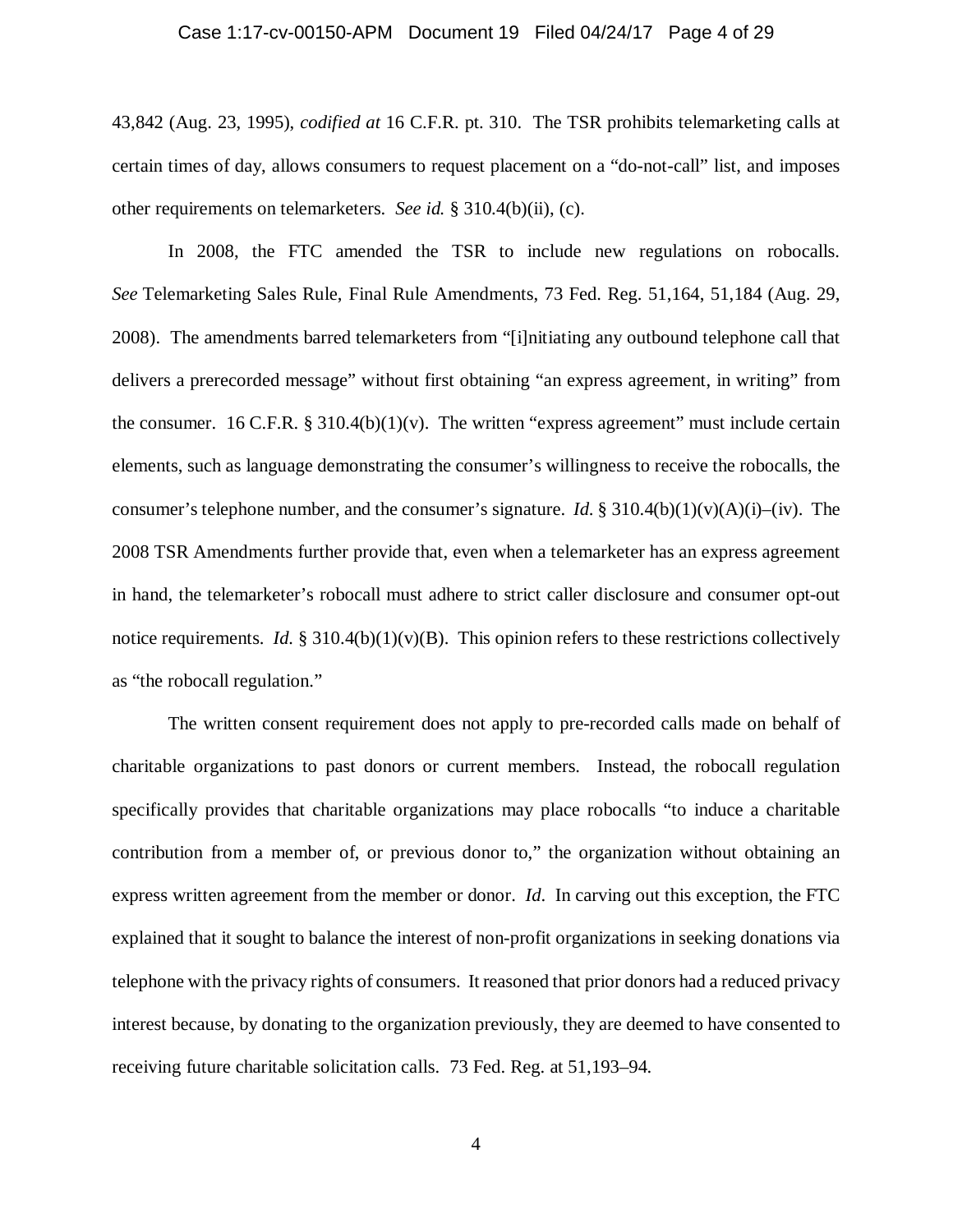43,842 (Aug. 23, 1995), *codified at* 16 C.F.R. pt. 310. The TSR prohibits telemarketing calls at certain times of day, allows consumers to request placement on a "do-not-call" list, and imposes other requirements on telemarketers. *See id.* § 310.4(b)(ii), (c).

In 2008, the FTC amended the TSR to include new regulations on robocalls. *See* Telemarketing Sales Rule, Final Rule Amendments, 73 Fed. Reg. 51,164, 51,184 (Aug. 29, 2008). The amendments barred telemarketers from "[i]nitiating any outbound telephone call that delivers a prerecorded message" without first obtaining "an express agreement, in writing" from the consumer. 16 C.F.R. § 310.4(b)(1)(v). The written "express agreement" must include certain elements, such as language demonstrating the consumer's willingness to receive the robocalls, the consumer's telephone number, and the consumer's signature. *Id.* § 310.4(b)(1)(v)(A)(i)–(iv). The 2008 TSR Amendments further provide that, even when a telemarketer has an express agreement in hand, the telemarketer's robocall must adhere to strict caller disclosure and consumer opt-out notice requirements. *Id.* § 310.4(b)(1)(v)(B). This opinion refers to these restrictions collectively as "the robocall regulation."

The written consent requirement does not apply to pre-recorded calls made on behalf of charitable organizations to past donors or current members. Instead, the robocall regulation specifically provides that charitable organizations may place robocalls "to induce a charitable contribution from a member of, or previous donor to," the organization without obtaining an express written agreement from the member or donor. *Id.* In carving out this exception, the FTC explained that it sought to balance the interest of non-profit organizations in seeking donations via telephone with the privacy rights of consumers. It reasoned that prior donors had a reduced privacy interest because, by donating to the organization previously, they are deemed to have consented to receiving future charitable solicitation calls. 73 Fed. Reg. at 51,193–94.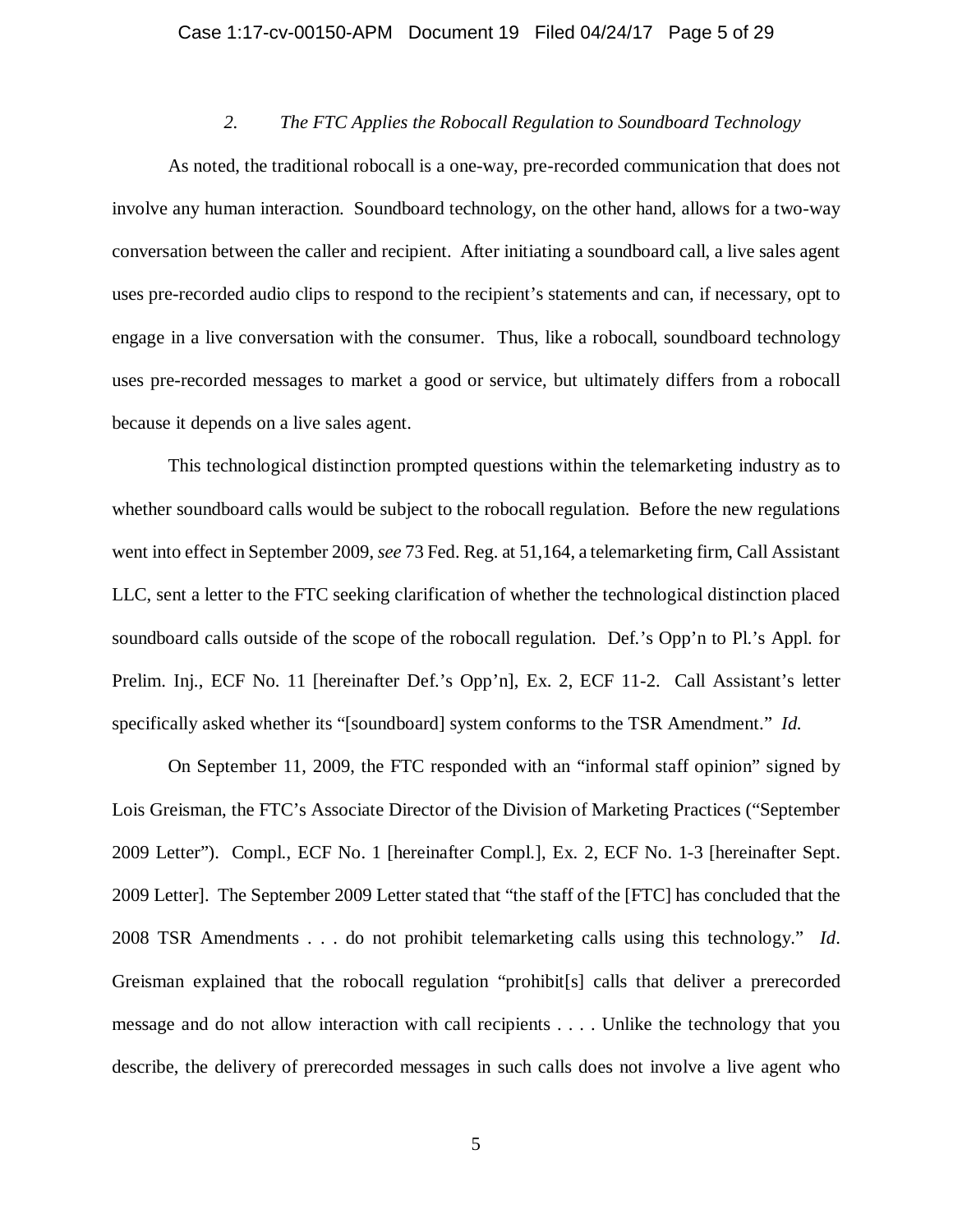### *2. The FTC Applies the Robocall Regulation to Soundboard Technology*

As noted, the traditional robocall is a one-way, pre-recorded communication that does not involve any human interaction. Soundboard technology, on the other hand, allows for a two-way conversation between the caller and recipient. After initiating a soundboard call, a live sales agent uses pre-recorded audio clips to respond to the recipient's statements and can, if necessary, opt to engage in a live conversation with the consumer. Thus, like a robocall, soundboard technology uses pre-recorded messages to market a good or service, but ultimately differs from a robocall because it depends on a live sales agent.

This technological distinction prompted questions within the telemarketing industry as to whether soundboard calls would be subject to the robocall regulation. Before the new regulations went into effect in September 2009, *see* 73 Fed. Reg. at 51,164, a telemarketing firm, Call Assistant LLC, sent a letter to the FTC seeking clarification of whether the technological distinction placed soundboard calls outside of the scope of the robocall regulation. Def.'s Opp'n to Pl.'s Appl. for Prelim. Inj., ECF No. 11 [hereinafter Def.'s Opp'n], Ex. 2, ECF 11-2. Call Assistant's letter specifically asked whether its "[soundboard] system conforms to the TSR Amendment." *Id.*

On September 11, 2009, the FTC responded with an "informal staff opinion" signed by Lois Greisman, the FTC's Associate Director of the Division of Marketing Practices ("September 2009 Letter"). Compl., ECF No. 1 [hereinafter Compl.], Ex. 2, ECF No. 1-3 [hereinafter Sept. 2009 Letter]. The September 2009 Letter stated that "the staff of the [FTC] has concluded that the 2008 TSR Amendments . . . do not prohibit telemarketing calls using this technology." *Id*. Greisman explained that the robocall regulation "prohibit[s] calls that deliver a prerecorded message and do not allow interaction with call recipients . . . . Unlike the technology that you describe, the delivery of prerecorded messages in such calls does not involve a live agent who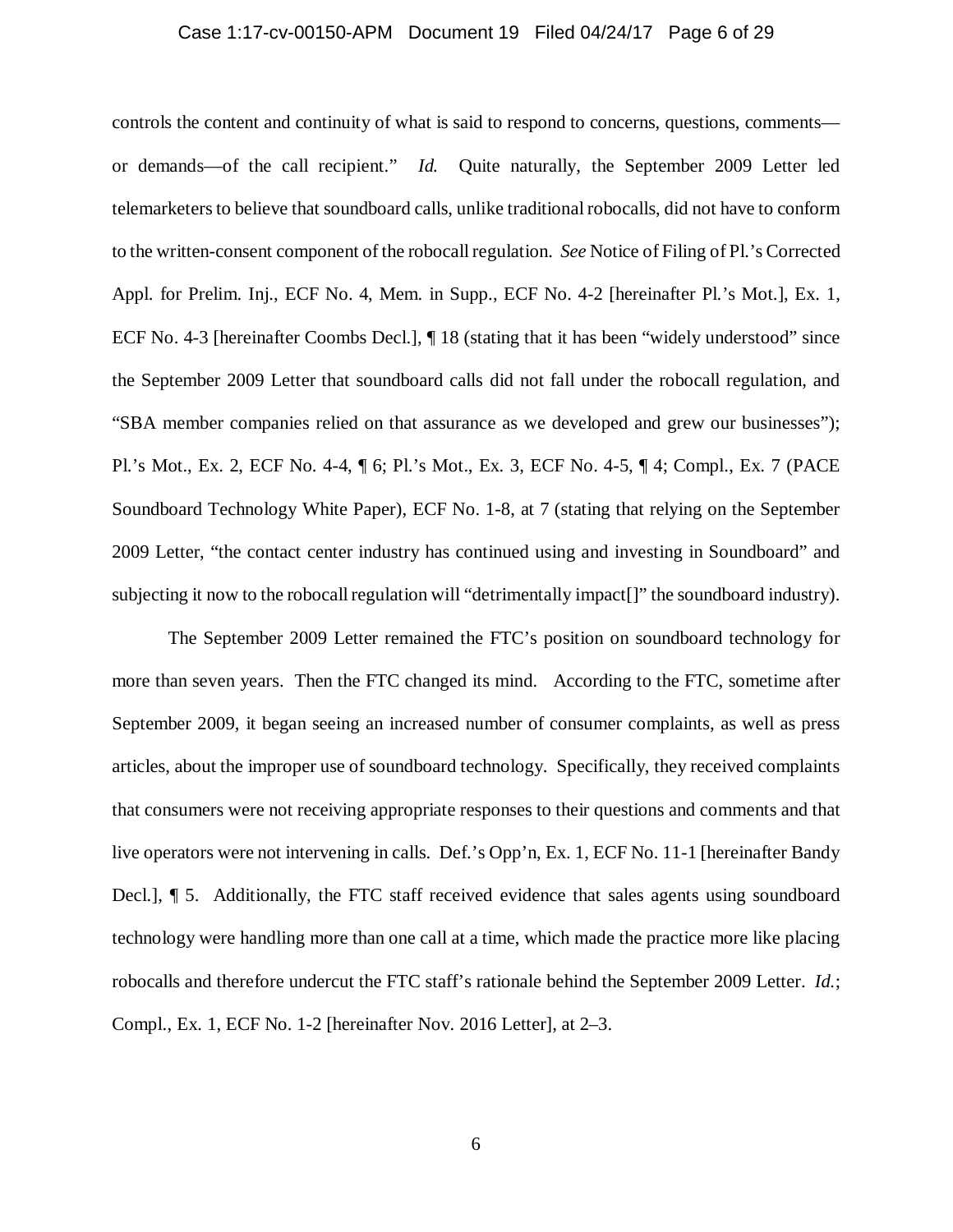controls the content and continuity of what is said to respond to concerns, questions, comments—or demands—of the call recipient." *Id.* Quite naturally, the September 2009 Letter led telemarketers to believe that soundboard calls, unlike traditional robocalls, did not have to conform to the written-consent component of the robocall regulation. *See* Notice of Filing of Pl.'s Corrected Appl. for Prelim. Inj., ECF No. 4, Mem. in Supp., ECF No. 4-2 [hereinafter Pl.'s Mot.], Ex. 1, ECF No. 4-3 [hereinafter Coombs Decl.], ¶ 18 (stating that it has been "widely understood" since the September 2009 Letter that soundboard calls did not fall under the robocall regulation, and "SBA member companies relied on that assurance as we developed and grew our businesses"); Pl.'s Mot., Ex. 2, ECF No. 4-4, ¶ 6; Pl.'s Mot., Ex. 3, ECF No. 4-5, ¶ 4; Compl., Ex. 7 (PACE Soundboard Technology White Paper), ECF No. 1-8, at 7 (stating that relying on the September 2009 Letter, "the contact center industry has continued using and investing in Soundboard" and subjecting it now to the robocall regulation will "detrimentally impact[]" the soundboard industry).

The September 2009 Letter remained the FTC's position on soundboard technology for more than seven years. Then the FTC changed its mind. According to the FTC, sometime after September 2009, it began seeing an increased number of consumer complaints, as well as press articles, about the improper use of soundboard technology. Specifically, they received complaints that consumers were not receiving appropriate responses to their questions and comments and that live operators were not intervening in calls. Def.'s Opp'n, Ex. 1, ECF No. 11-1 [hereinafter Bandy Decl.], ¶ 5. Additionally, the FTC staff received evidence that sales agents using soundboard technology were handling more than one call at a time, which made the practice more like placing robocalls and therefore undercut the FTC staff's rationale behind the September 2009 Letter. *Id.*; Compl., Ex. 1, ECF No. 1-2 [hereinafter Nov. 2016 Letter], at 2–3.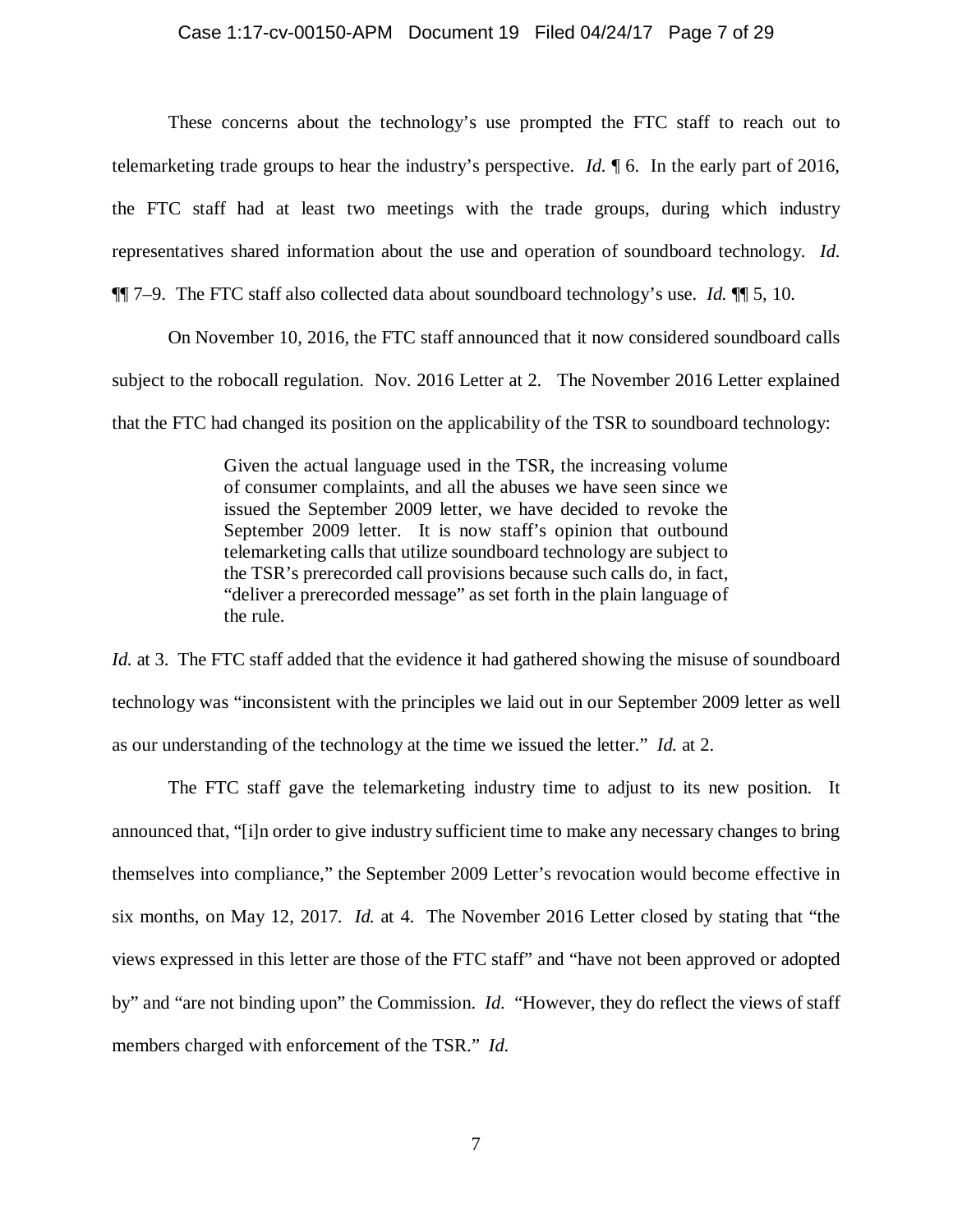These concerns about the technology's use prompted the FTC staff to reach out to telemarketing trade groups to hear the industry's perspective. *Id.* ¶ 6. In the early part of 2016, the FTC staff had at least two meetings with the trade groups, during which industry representatives shared information about the use and operation of soundboard technology. *Id.* ¶¶ 7–9. The FTC staff also collected data about soundboard technology's use. *Id.* ¶¶ 5, 10.

On November 10, 2016, the FTC staff announced that it now considered soundboard calls subject to the robocall regulation. Nov. 2016 Letter at 2. The November 2016 Letter explained that the FTC had changed its position on the applicability of the TSR to soundboard technology:

> Given the actual language used in the TSR, the increasing volume of consumer complaints, and all the abuses we have seen since we issued the September 2009 letter, we have decided to revoke the September 2009 letter. It is now staff's opinion that outbound telemarketing calls that utilize soundboard technology are subject to the TSR's prerecorded call provisions because such calls do, in fact, "deliver a prerecorded message" as set forth in the plain language of the rule.

*Id.* at 3. The FTC staff added that the evidence it had gathered showing the misuse of soundboard technology was "inconsistent with the principles we laid out in our September 2009 letter as well as our understanding of the technology at the time we issued the letter." *Id.* at 2.

The FTC staff gave the telemarketing industry time to adjust to its new position. It announced that, "[i]n order to give industry sufficient time to make any necessary changes to bring themselves into compliance," the September 2009 Letter's revocation would become effective in six months, on May 12, 2017. *Id.* at 4. The November 2016 Letter closed by stating that "the views expressed in this letter are those of the FTC staff" and "have not been approved or adopted by" and "are not binding upon" the Commission. *Id.* "However, they do reflect the views of staff members charged with enforcement of the TSR." *Id.*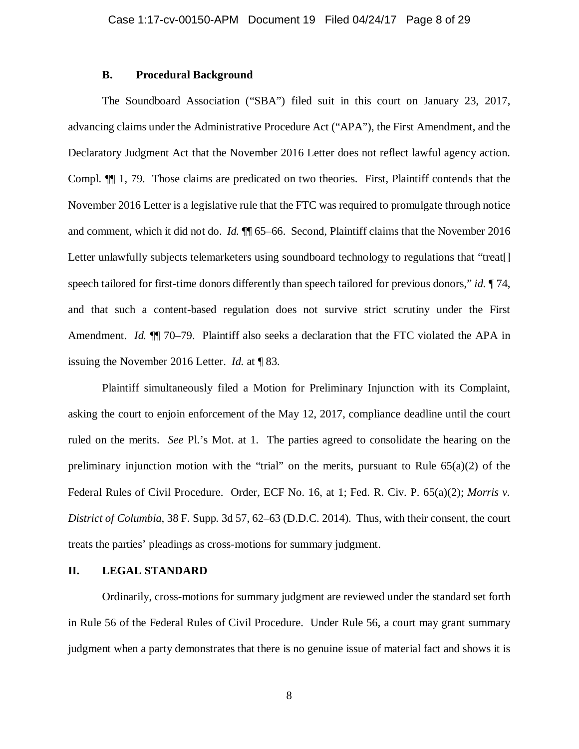### B. Procedural Background

The Soundboard Association ("SBA") filed suit in this court on January 23, 2017, advancing claims under the Administrative Procedure Act ("APA"), the First Amendment, and the Declaratory Judgment Act that the November 2016 Letter does not reflect lawful agency action. Compl. ¶¶ 1, 79. Those claims are predicated on two theories. First, Plaintiff contends that the November 2016 Letter is a legislative rule that the FTC was required to promulgate through notice and comment, which it did not do. *Id.* ¶¶ 65–66. Second, Plaintiff claims that the November 2016 Letter unlawfully subjects telemarketers using soundboard technology to regulations that "treat[] speech tailored for first-time donors differently than speech tailored for previous donors," *id.* ¶ 74, and that such a content-based regulation does not survive strict scrutiny under the First Amendment. *Id.* ¶¶ 70–79. Plaintiff also seeks a declaration that the FTC violated the APA in issuing the November 2016 Letter. *Id.* at ¶ 83.

Plaintiff simultaneously filed a Motion for Preliminary Injunction with its Complaint, asking the court to enjoin enforcement of the May 12, 2017, compliance deadline until the court ruled on the merits. *See* Pl.'s Mot. at 1. The parties agreed to consolidate the hearing on the preliminary injunction motion with the "trial" on the merits, pursuant to Rule 65(a)(2) of the Federal Rules of Civil Procedure. Order, ECF No. 16, at 1; Fed. R. Civ. P. 65(a)(2); *Morris v. District of Columbia*, 38 F. Supp. 3d 57, 62–63 (D.D.C. 2014). Thus, with their consent, the court treats the parties' pleadings as cross-motions for summary judgment.

## II. LEGAL STANDARD

Ordinarily, cross-motions for summary judgment are reviewed under the standard set forth in Rule 56 of the Federal Rules of Civil Procedure. Under Rule 56, a court may grant summary judgment when a party demonstrates that there is no genuine issue of material fact and shows it is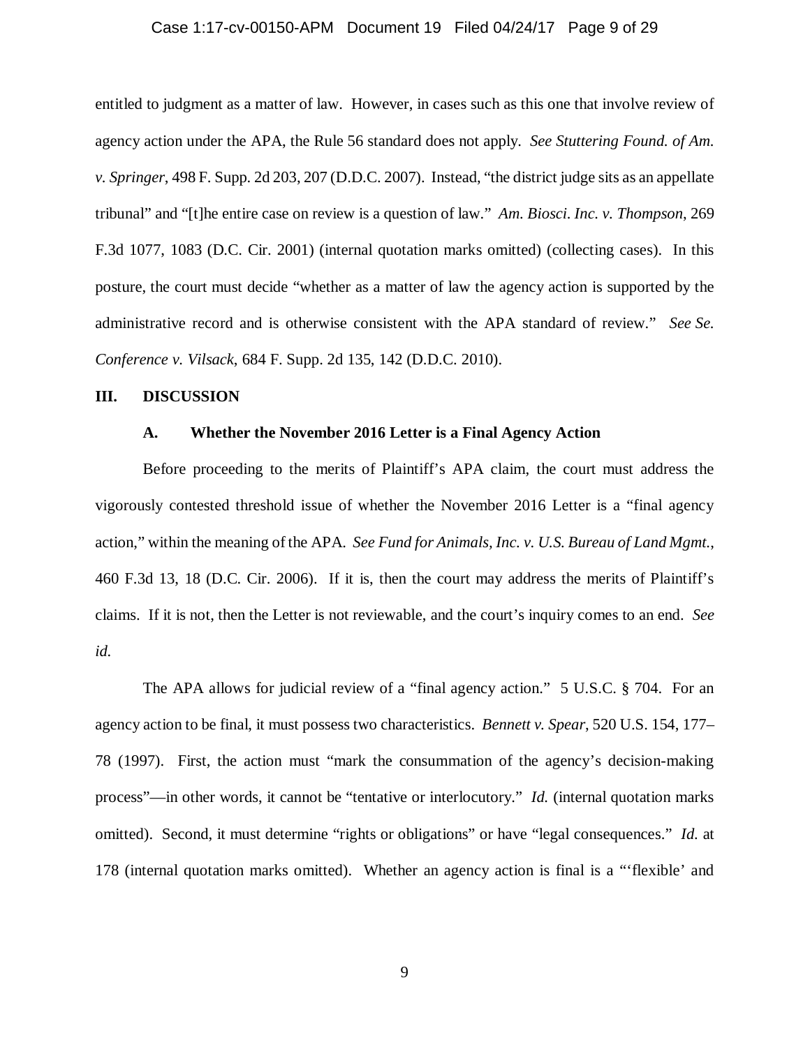entitled to judgment as a matter of law. However, in cases such as this one that involve review of agency action under the APA, the Rule 56 standard does not apply. *See Stuttering Found. of Am. v. Springer*, 498 F. Supp. 2d 203, 207 (D.D.C. 2007). Instead, "the district judge sits as an appellate tribunal" and "[t]he entire case on review is a question of law." *Am. Biosci. Inc. v. Thompson*, 269 F.3d 1077, 1083 (D.C. Cir. 2001) (internal quotation marks omitted) (collecting cases). In this posture, the court must decide "whether as a matter of law the agency action is supported by the administrative record and is otherwise consistent with the APA standard of review." *See Se. Conference v. Vilsack*, 684 F. Supp. 2d 135, 142 (D.D.C. 2010).

## III. DISCUSSION

### A. Whether the November 2016 Letter is a Final Agency Action

Before proceeding to the merits of Plaintiff's APA claim, the court must address the vigorously contested threshold issue of whether the November 2016 Letter is a "final agency action," within the meaning of the APA. *See Fund for Animals, Inc. v. U.S. Bureau of Land Mgmt.*, 460 F.3d 13, 18 (D.C. Cir. 2006). If it is, then the court may address the merits of Plaintiff's claims. If it is not, then the Letter is not reviewable, and the court's inquiry comes to an end. *See id.*

The APA allows for judicial review of a "final agency action." 5 U.S.C. § 704. For an agency action to be final, it must possess two characteristics. *Bennett v. Spear*, 520 U.S. 154, 177–78 (1997). First, the action must "mark the consummation of the agency's decision-making process"—in other words, it cannot be "tentative or interlocutory." *Id.* (internal quotation marks omitted). Second, it must determine "rights or obligations" or have "legal consequences." *Id.* at 178 (internal quotation marks omitted). Whether an agency action is final is a "'flexible' and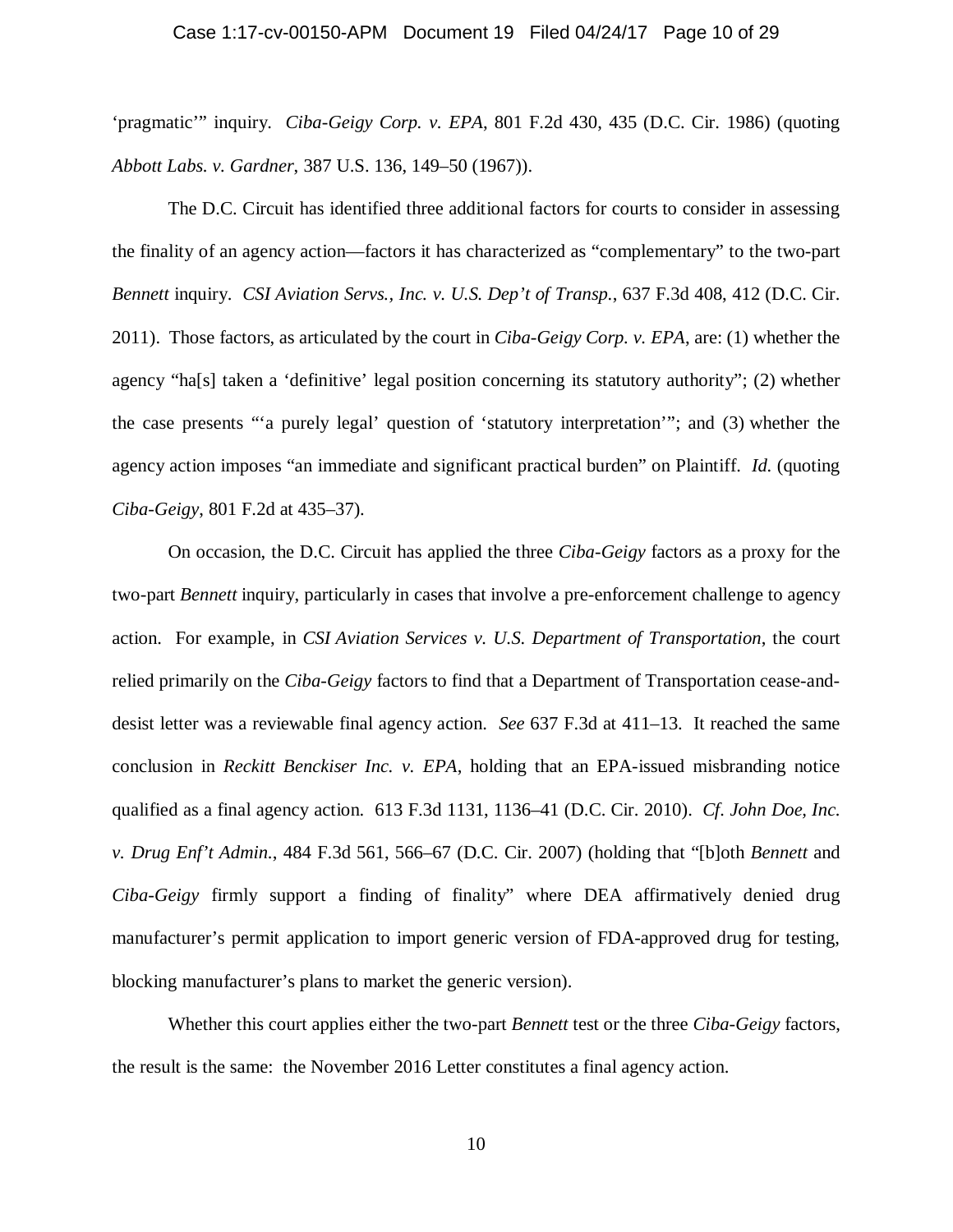'pragmatic'" inquiry. *Ciba-Geigy Corp. v. EPA*, 801 F.2d 430, 435 (D.C. Cir. 1986) (quoting *Abbott Labs. v. Gardner*, 387 U.S. 136, 149–50 (1967)).

The D.C. Circuit has identified three additional factors for courts to consider in assessing the finality of an agency action—factors it has characterized as "complementary" to the two-part *Bennett* inquiry. *CSI Aviation Servs., Inc. v. U.S. Dep't of Transp.*, 637 F.3d 408, 412 (D.C. Cir. 2011). Those factors, as articulated by the court in *Ciba-Geigy Corp. v. EPA*, are: (1) whether the agency "ha[s] taken a 'definitive' legal position concerning its statutory authority"; (2) whether the case presents "'a purely legal' question of 'statutory interpretation'"; and (3) whether the agency action imposes "an immediate and significant practical burden" on Plaintiff. *Id.* (quoting *Ciba-Geigy*, 801 F.2d at 435–37).

On occasion, the D.C. Circuit has applied the three *Ciba-Geigy* factors as a proxy for the two-part *Bennett* inquiry, particularly in cases that involve a pre-enforcement challenge to agency action. For example, in *CSI Aviation Services v. U.S. Department of Transportation*, the court relied primarily on the *Ciba-Geigy* factors to find that a Department of Transportation cease-and-desist letter was a reviewable final agency action. *See* 637 F.3d at 411–13. It reached the same conclusion in *Reckitt Benckiser Inc. v. EPA*, holding that an EPA-issued misbranding notice qualified as a final agency action. 613 F.3d 1131, 1136–41 (D.C. Cir. 2010). *Cf. John Doe, Inc. v. Drug Enf't Admin.*, 484 F.3d 561, 566–67 (D.C. Cir. 2007) (holding that "[b]oth *Bennett* and *Ciba-Geigy* firmly support a finding of finality" where DEA affirmatively denied drug manufacturer's permit application to import generic version of FDA-approved drug for testing, blocking manufacturer's plans to market the generic version).

Whether this court applies either the two-part *Bennett* test or the three *Ciba-Geigy* factors, the result is the same: the November 2016 Letter constitutes a final agency action.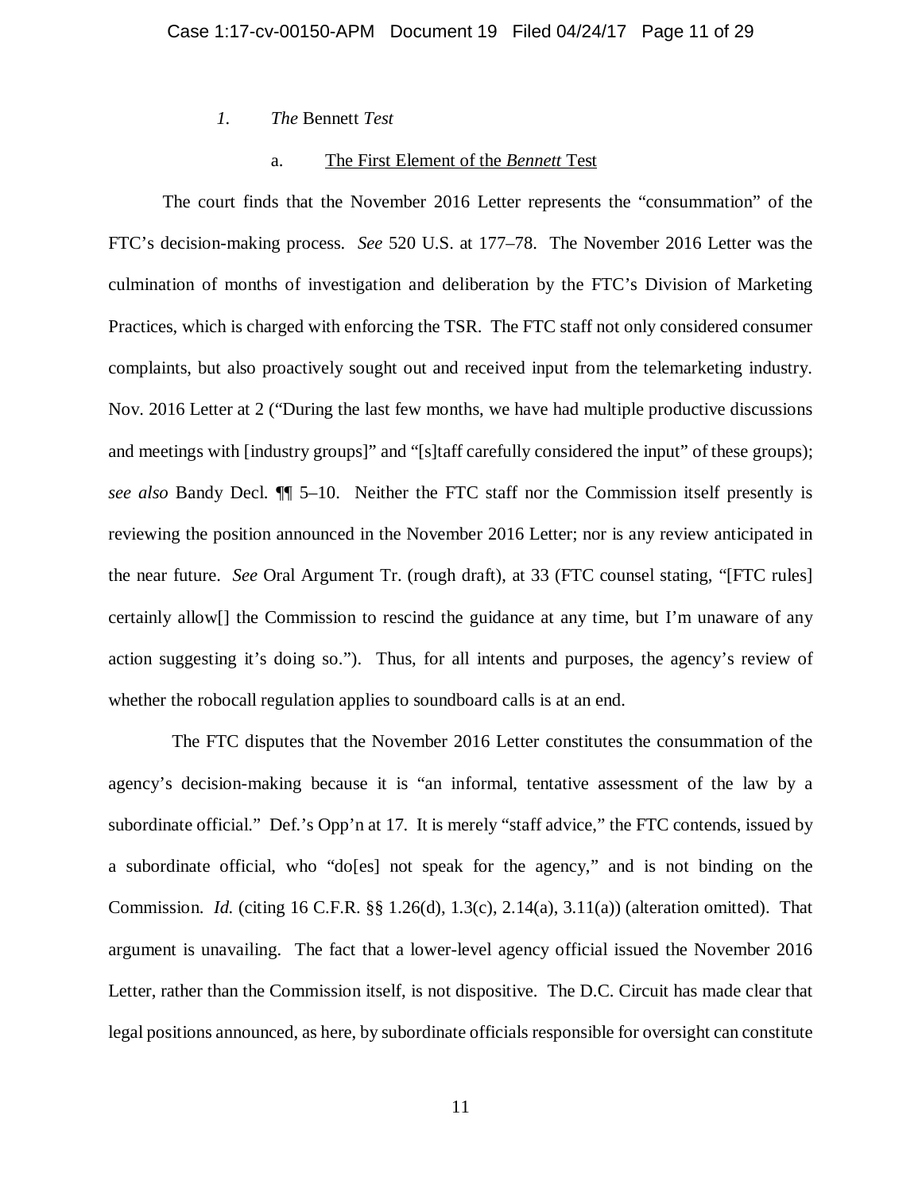### *1. The* Bennett *Test*

#### a. The First Element of the *Bennett* Test

The court finds that the November 2016 Letter represents the "consummation" of the FTC's decision-making process. *See* 520 U.S. at 177–78. The November 2016 Letter was the culmination of months of investigation and deliberation by the FTC's Division of Marketing Practices, which is charged with enforcing the TSR. The FTC staff not only considered consumer complaints, but also proactively sought out and received input from the telemarketing industry. Nov. 2016 Letter at 2 ("During the last few months, we have had multiple productive discussions and meetings with [industry groups]" and "[s]taff carefully considered the input" of these groups); *see also* Bandy Decl. ¶¶ 5–10. Neither the FTC staff nor the Commission itself presently is reviewing the position announced in the November 2016 Letter; nor is any review anticipated in the near future. *See* Oral Argument Tr. (rough draft), at 33 (FTC counsel stating, "[FTC rules] certainly allow[] the Commission to rescind the guidance at any time, but I'm unaware of any action suggesting it's doing so."). Thus, for all intents and purposes, the agency's review of whether the robocall regulation applies to soundboard calls is at an end.

The FTC disputes that the November 2016 Letter constitutes the consummation of the agency's decision-making because it is "an informal, tentative assessment of the law by a subordinate official." Def.'s Opp'n at 17. It is merely "staff advice," the FTC contends, issued by a subordinate official, who "do[es] not speak for the agency," and is not binding on the Commission. *Id.* (citing 16 C.F.R. §§ 1.26(d), 1.3(c), 2.14(a), 3.11(a)) (alteration omitted). That argument is unavailing. The fact that a lower-level agency official issued the November 2016 Letter, rather than the Commission itself, is not dispositive. The D.C. Circuit has made clear that legal positions announced, as here, by subordinate officials responsible for oversight can constitute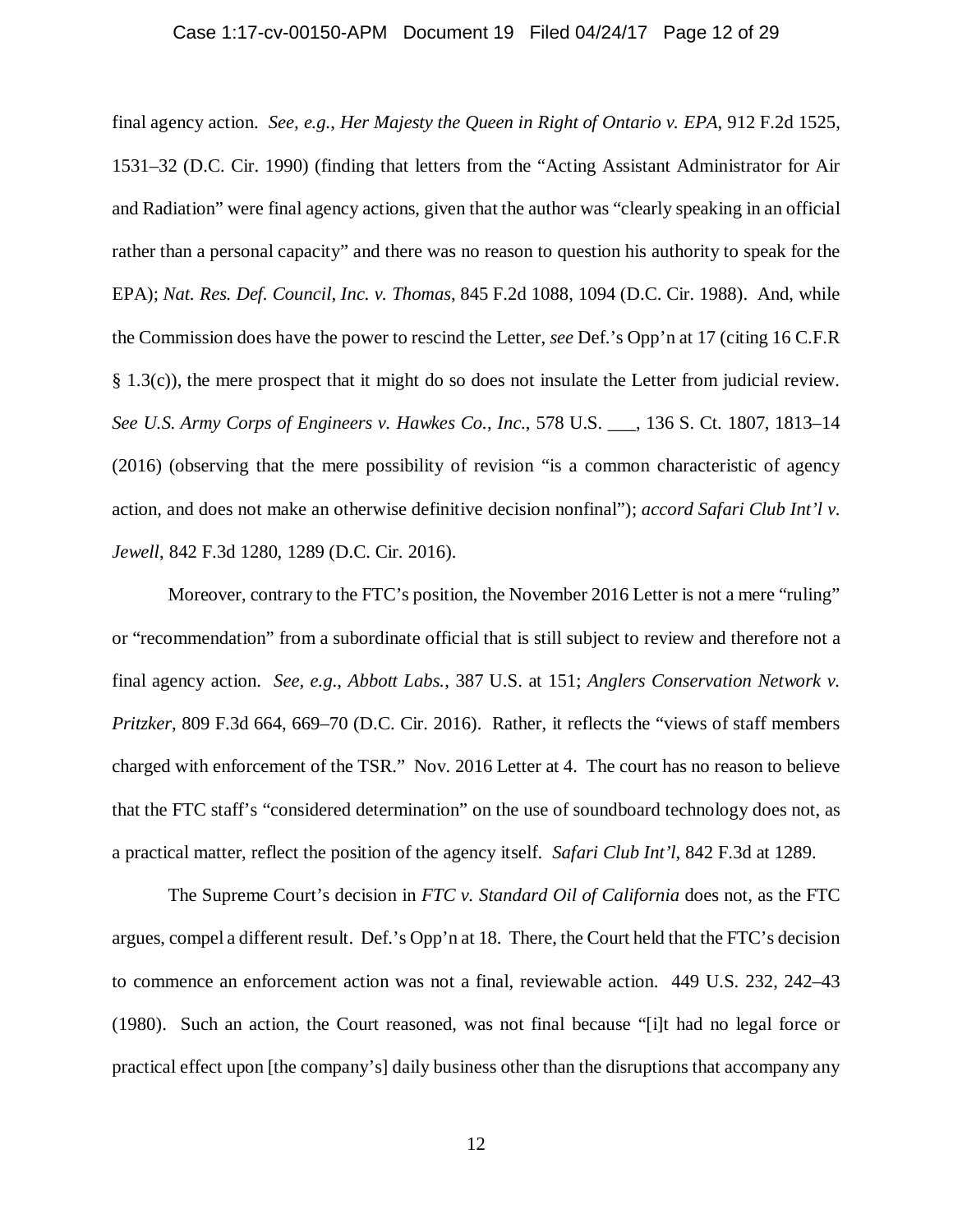final agency action. *See, e.g.*, *Her Majesty the Queen in Right of Ontario v. EPA*, 912 F.2d 1525, 1531–32 (D.C. Cir. 1990) (finding that letters from the "Acting Assistant Administrator for Air and Radiation" were final agency actions, given that the author was "clearly speaking in an official rather than a personal capacity" and there was no reason to question his authority to speak for the EPA); *Nat. Res. Def. Council, Inc. v. Thomas*, 845 F.2d 1088, 1094 (D.C. Cir. 1988). And, while the Commission does have the power to rescind the Letter, *see* Def.'s Opp'n at 17 (citing 16 C.F.R § 1.3(c)), the mere prospect that it might do so does not insulate the Letter from judicial review. *See U.S. Army Corps of Engineers v. Hawkes Co., Inc.*, 578 U.S. ___, 136 S. Ct. 1807, 1813–14 (2016) (observing that the mere possibility of revision "is a common characteristic of agency action, and does not make an otherwise definitive decision nonfinal"); *accord Safari Club Int'l v. Jewell*, 842 F.3d 1280, 1289 (D.C. Cir. 2016).

Moreover, contrary to the FTC's position, the November 2016 Letter is not a mere "ruling" or "recommendation" from a subordinate official that is still subject to review and therefore not a final agency action. *See, e.g.*, *Abbott Labs.*, 387 U.S. at 151; *Anglers Conservation Network v. Pritzker*, 809 F.3d 664, 669–70 (D.C. Cir. 2016). Rather, it reflects the "views of staff members charged with enforcement of the TSR." Nov. 2016 Letter at 4. The court has no reason to believe that the FTC staff's "considered determination" on the use of soundboard technology does not, as a practical matter, reflect the position of the agency itself. *Safari Club Int'l*, 842 F.3d at 1289.

The Supreme Court's decision in *FTC v. Standard Oil of California* does not, as the FTC argues, compel a different result. Def.'s Opp'n at 18. There, the Court held that the FTC's decision to commence an enforcement action was not a final, reviewable action. 449 U.S. 232, 242–43 (1980). Such an action, the Court reasoned, was not final because "[i]t had no legal force or practical effect upon [the company's] daily business other than the disruptions that accompany any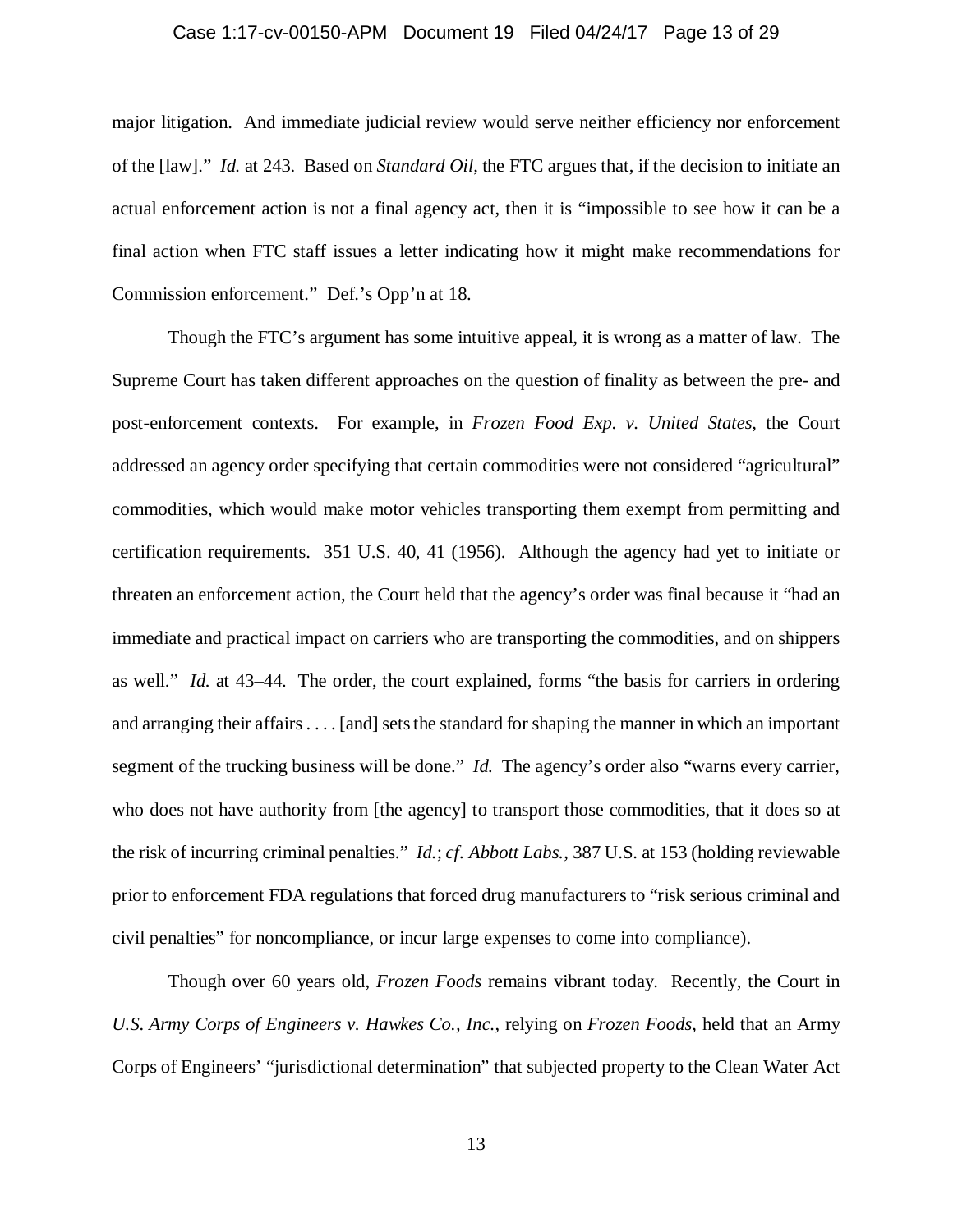major litigation. And immediate judicial review would serve neither efficiency nor enforcement of the [law]." *Id.* at 243. Based on *Standard Oil*, the FTC argues that, if the decision to initiate an actual enforcement action is not a final agency act, then it is "impossible to see how it can be a final action when FTC staff issues a letter indicating how it might make recommendations for Commission enforcement." Def.'s Opp'n at 18.

Though the FTC's argument has some intuitive appeal, it is wrong as a matter of law. The Supreme Court has taken different approaches on the question of finality as between the pre- and post-enforcement contexts. For example, in *Frozen Food Exp. v. United States*, the Court addressed an agency order specifying that certain commodities were not considered "agricultural" commodities, which would make motor vehicles transporting them exempt from permitting and certification requirements. 351 U.S. 40, 41 (1956). Although the agency had yet to initiate or threaten an enforcement action, the Court held that the agency's order was final because it "had an immediate and practical impact on carriers who are transporting the commodities, and on shippers as well." *Id.* at 43–44. The order, the court explained, forms "the basis for carriers in ordering and arranging their affairs . . . . [and] sets the standard for shaping the manner in which an important segment of the trucking business will be done." *Id.* The agency's order also "warns every carrier, who does not have authority from [the agency] to transport those commodities, that it does so at the risk of incurring criminal penalties." *Id.*; *cf. Abbott Labs.*, 387 U.S. at 153 (holding reviewable prior to enforcement FDA regulations that forced drug manufacturers to "risk serious criminal and civil penalties" for noncompliance, or incur large expenses to come into compliance).

Though over 60 years old, *Frozen Foods* remains vibrant today. Recently, the Court in *U.S. Army Corps of Engineers v. Hawkes Co., Inc.*, relying on *Frozen Foods*, held that an Army Corps of Engineers' "jurisdictional determination" that subjected property to the Clean Water Act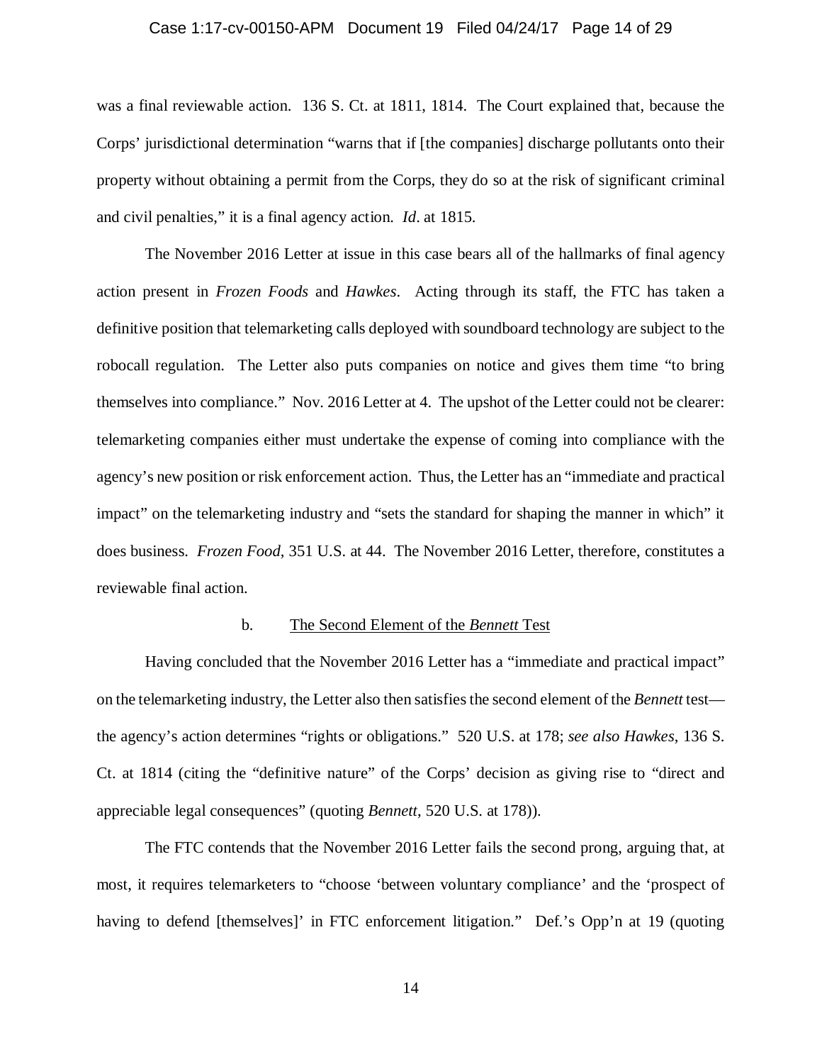was a final reviewable action. 136 S. Ct. at 1811, 1814. The Court explained that, because the Corps' jurisdictional determination "warns that if [the companies] discharge pollutants onto their property without obtaining a permit from the Corps, they do so at the risk of significant criminal and civil penalties," it is a final agency action. *Id*. at 1815.

The November 2016 Letter at issue in this case bears all of the hallmarks of final agency action present in *Frozen Foods* and *Hawkes*. Acting through its staff, the FTC has taken a definitive position that telemarketing calls deployed with soundboard technology are subject to the robocall regulation. The Letter also puts companies on notice and gives them time "to bring themselves into compliance." Nov. 2016 Letter at 4. The upshot of the Letter could not be clearer: telemarketing companies either must undertake the expense of coming into compliance with the agency's new position or risk enforcement action. Thus, the Letter has an "immediate and practical impact" on the telemarketing industry and "sets the standard for shaping the manner in which" it does business. *Frozen Food*, 351 U.S. at 44. The November 2016 Letter, therefore, constitutes a reviewable final action.

b. <u>The Second Element of the *Bennett* Test</u>

Having concluded that the November 2016 Letter has a "immediate and practical impact" on the telemarketing industry, the Letter also then satisfies the second element of the *Bennett* test—the agency's action determines "rights or obligations." 520 U.S. at 178; *see also Hawkes*, 136 S. Ct. at 1814 (citing the "definitive nature" of the Corps' decision as giving rise to "direct and appreciable legal consequences" (quoting *Bennett*, 520 U.S. at 178)).

The FTC contends that the November 2016 Letter fails the second prong, arguing that, at most, it requires telemarketers to "choose 'between voluntary compliance' and the 'prospect of having to defend [themselves]' in FTC enforcement litigation." Def.'s Opp'n at 19 (quoting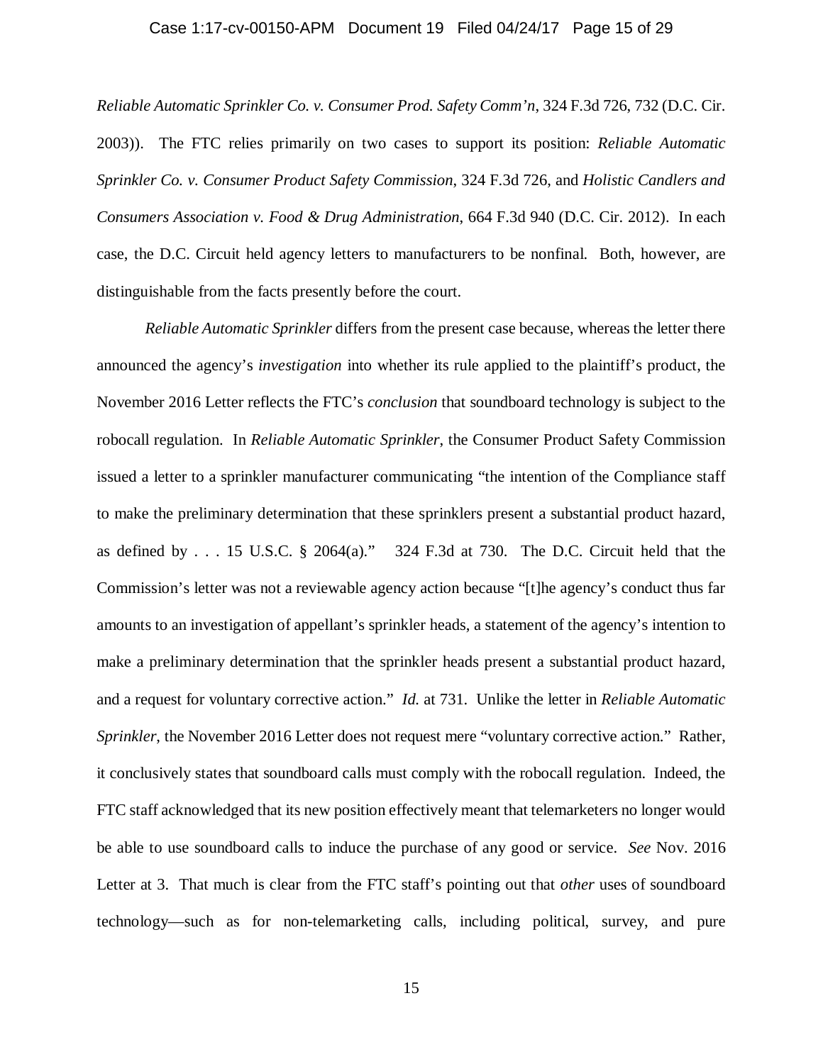*Reliable Automatic Sprinkler Co. v. Consumer Prod. Safety Comm'n*, 324 F.3d 726, 732 (D.C. Cir. 2003)). The FTC relies primarily on two cases to support its position: *Reliable Automatic Sprinkler Co. v. Consumer Product Safety Commission*, 324 F.3d 726, and *Holistic Candlers and Consumers Association v. Food & Drug Administration*, 664 F.3d 940 (D.C. Cir. 2012). In each case, the D.C. Circuit held agency letters to manufacturers to be nonfinal. Both, however, are distinguishable from the facts presently before the court.

*Reliable Automatic Sprinkler* differs from the present case because, whereas the letter there announced the agency's *investigation* into whether its rule applied to the plaintiff's product, the November 2016 Letter reflects the FTC's *conclusion* that soundboard technology is subject to the robocall regulation. In *Reliable Automatic Sprinkler*, the Consumer Product Safety Commission issued a letter to a sprinkler manufacturer communicating "the intention of the Compliance staff to make the preliminary determination that these sprinklers present a substantial product hazard, as defined by . . . 15 U.S.C. § 2064(a)." 324 F.3d at 730. The D.C. Circuit held that the Commission's letter was not a reviewable agency action because "[t]he agency's conduct thus far amounts to an investigation of appellant's sprinkler heads, a statement of the agency's intention to make a preliminary determination that the sprinkler heads present a substantial product hazard, and a request for voluntary corrective action." *Id.* at 731. Unlike the letter in *Reliable Automatic Sprinkler*, the November 2016 Letter does not request mere "voluntary corrective action." Rather, it conclusively states that soundboard calls must comply with the robocall regulation. Indeed, the FTC staff acknowledged that its new position effectively meant that telemarketers no longer would be able to use soundboard calls to induce the purchase of any good or service. *See* Nov. 2016 Letter at 3. That much is clear from the FTC staff's pointing out that *other* uses of soundboard technology—such as for non-telemarketing calls, including political, survey, and pure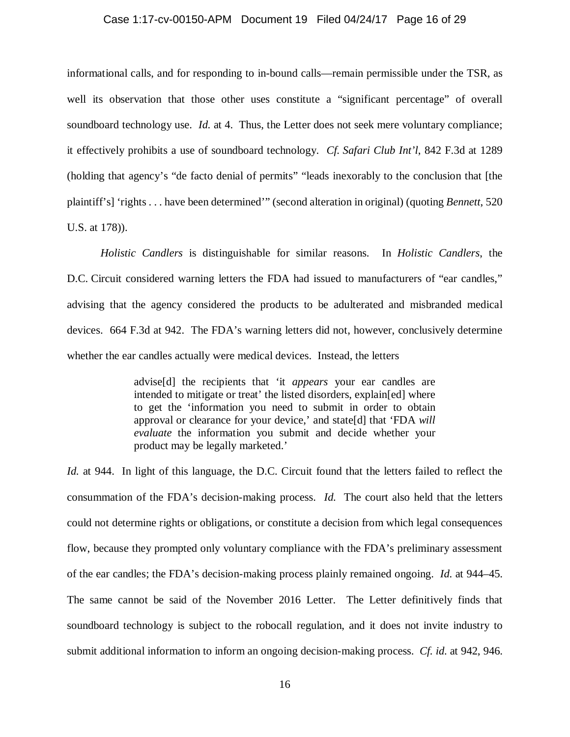informational calls, and for responding to in-bound calls—remain permissible under the TSR, as well its observation that those other uses constitute a "significant percentage" of overall soundboard technology use. *Id.* at 4. Thus, the Letter does not seek mere voluntary compliance; it effectively prohibits a use of soundboard technology. *Cf. Safari Club Int'l*, 842 F.3d at 1289 (holding that agency's "de facto denial of permits" "leads inexorably to the conclusion that [the plaintiff's] 'rights . . . have been determined'" (second alteration in original) (quoting *Bennett*, 520 U.S. at 178)).

*Holistic Candlers* is distinguishable for similar reasons. In *Holistic Candlers*, the D.C. Circuit considered warning letters the FDA had issued to manufacturers of "ear candles," advising that the agency considered the products to be adulterated and misbranded medical devices. 664 F.3d at 942. The FDA's warning letters did not, however, conclusively determine whether the ear candles actually were medical devices. Instead, the letters

> advise[d] the recipients that 'it *appears* your ear candles are intended to mitigate or treat' the listed disorders, explain[ed] where to get the 'information you need to submit in order to obtain approval or clearance for your device,' and state[d] that 'FDA *will evaluate* the information you submit and decide whether your product may be legally marketed.'

*Id.* at 944. In light of this language, the D.C. Circuit found that the letters failed to reflect the consummation of the FDA's decision-making process. *Id.* The court also held that the letters could not determine rights or obligations, or constitute a decision from which legal consequences flow, because they prompted only voluntary compliance with the FDA's preliminary assessment of the ear candles; the FDA's decision-making process plainly remained ongoing. *Id.* at 944–45. The same cannot be said of the November 2016 Letter. The Letter definitively finds that soundboard technology is subject to the robocall regulation, and it does not invite industry to submit additional information to inform an ongoing decision-making process. *Cf. id.* at 942, 946.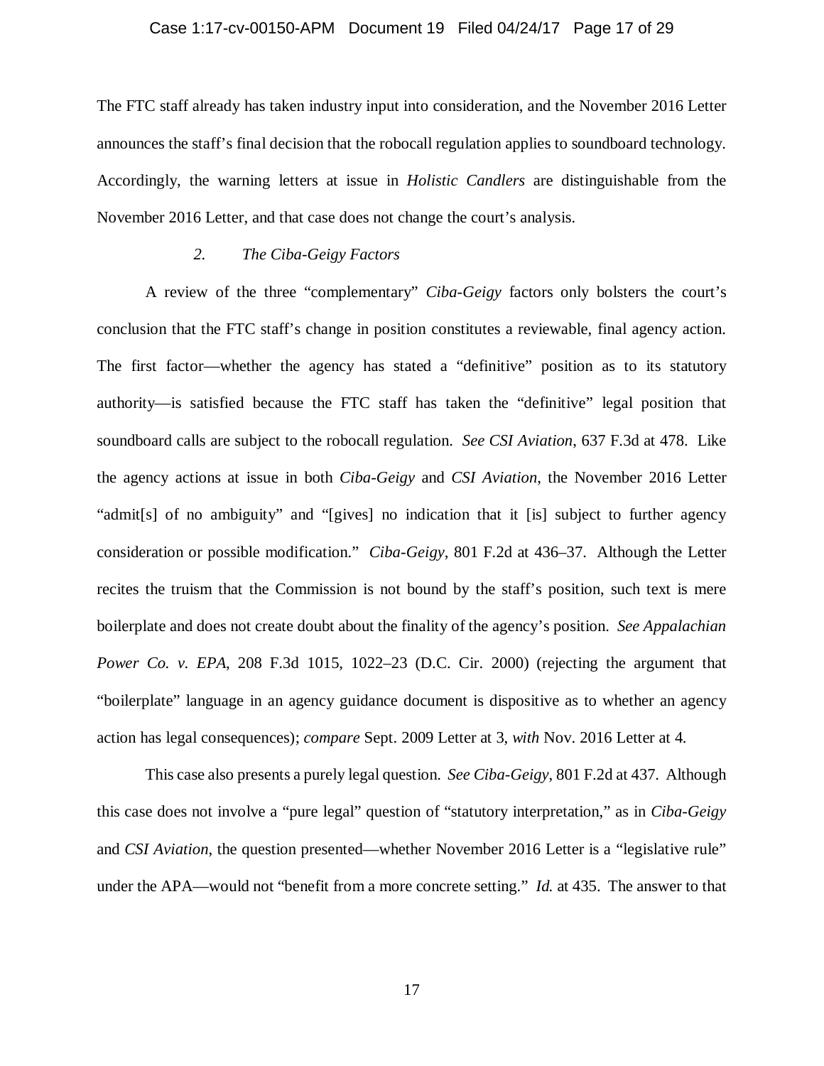The FTC staff already has taken industry input into consideration, and the November 2016 Letter announces the staff's final decision that the robocall regulation applies to soundboard technology. Accordingly, the warning letters at issue in *Holistic Candlers* are distinguishable from the November 2016 Letter, and that case does not change the court's analysis.

### *2. The Ciba-Geigy Factors*

A review of the three "complementary" *Ciba-Geigy* factors only bolsters the court's conclusion that the FTC staff's change in position constitutes a reviewable, final agency action. The first factor—whether the agency has stated a "definitive" position as to its statutory authority—is satisfied because the FTC staff has taken the "definitive" legal position that soundboard calls are subject to the robocall regulation. *See CSI Aviation*, 637 F.3d at 478. Like the agency actions at issue in both *Ciba-Geigy* and *CSI Aviation*, the November 2016 Letter "admit[s] of no ambiguity" and "[gives] no indication that it [is] subject to further agency consideration or possible modification." *Ciba-Geigy*, 801 F.2d at 436–37. Although the Letter recites the truism that the Commission is not bound by the staff's position, such text is mere boilerplate and does not create doubt about the finality of the agency's position. *See Appalachian Power Co. v. EPA*, 208 F.3d 1015, 1022–23 (D.C. Cir. 2000) (rejecting the argument that "boilerplate" language in an agency guidance document is dispositive as to whether an agency action has legal consequences); *compare* Sept. 2009 Letter at 3, *with* Nov. 2016 Letter at 4.

This case also presents a purely legal question. *See Ciba-Geigy*, 801 F.2d at 437. Although this case does not involve a "pure legal" question of "statutory interpretation," as in *Ciba-Geigy* and *CSI Aviation*, the question presented—whether November 2016 Letter is a "legislative rule" under the APA—would not "benefit from a more concrete setting." *Id.* at 435. The answer to that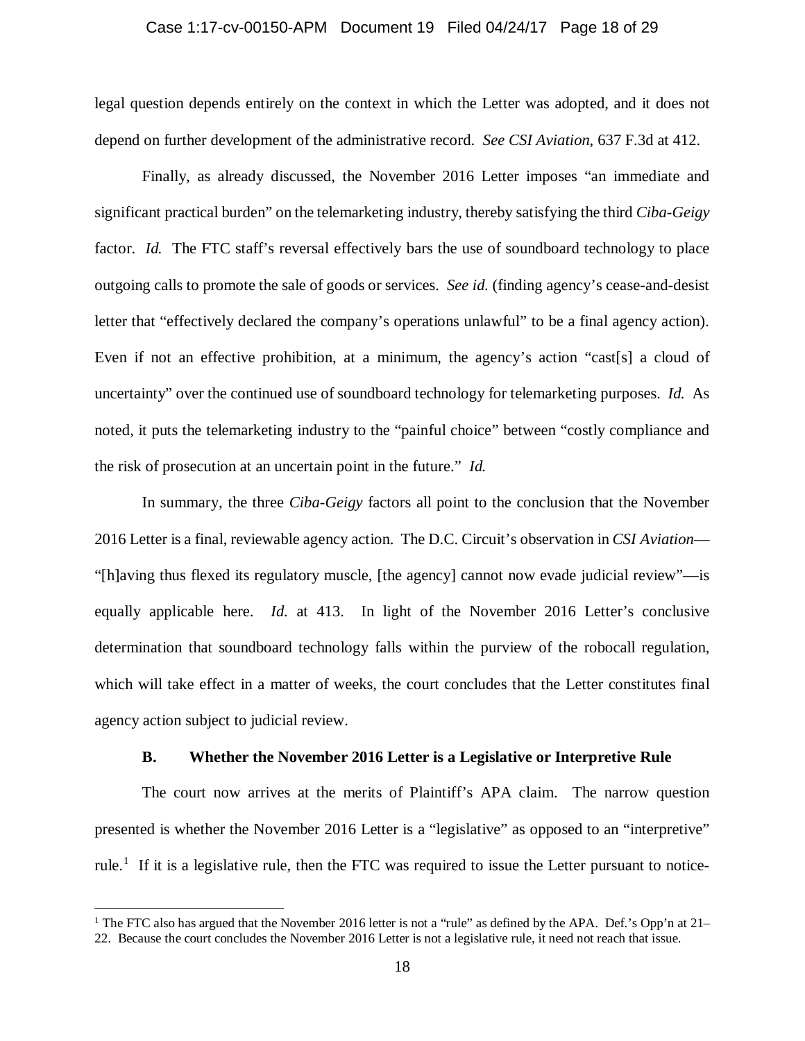legal question depends entirely on the context in which the Letter was adopted, and it does not depend on further development of the administrative record. *See CSI Aviation*, 637 F.3d at 412.

Finally, as already discussed, the November 2016 Letter imposes "an immediate and significant practical burden" on the telemarketing industry, thereby satisfying the third *Ciba-Geigy* factor. *Id.* The FTC staff's reversal effectively bars the use of soundboard technology to place outgoing calls to promote the sale of goods or services. *See id.* (finding agency's cease-and-desist letter that "effectively declared the company's operations unlawful" to be a final agency action). Even if not an effective prohibition, at a minimum, the agency's action "cast[s] a cloud of uncertainty" over the continued use of soundboard technology for telemarketing purposes. *Id.* As noted, it puts the telemarketing industry to the "painful choice" between "costly compliance and the risk of prosecution at an uncertain point in the future." *Id.*

In summary, the three *Ciba-Geigy* factors all point to the conclusion that the November 2016 Letter is a final, reviewable agency action. The D.C. Circuit's observation in *CSI Aviation*—"[h]aving thus flexed its regulatory muscle, [the agency] cannot now evade judicial review"—is equally applicable here. *Id.* at 413. In light of the November 2016 Letter's conclusive determination that soundboard technology falls within the purview of the robocall regulation, which will take effect in a matter of weeks, the court concludes that the Letter constitutes final agency action subject to judicial review.

### B. Whether the November 2016 Letter is a Legislative or Interpretive Rule

The court now arrives at the merits of Plaintiff's APA claim. The narrow question presented is whether the November 2016 Letter is a "legislative" as opposed to an "interpretive" rule.[1] If it is a legislative rule, then the FTC was required to issue the Letter pursuant to notice-

---

[1] The FTC also has argued that the November 2016 letter is not a "rule" as defined by the APA. Def.'s Opp'n at 21–22. Because the court concludes the November 2016 Letter is not a legislative rule, it need not reach that issue.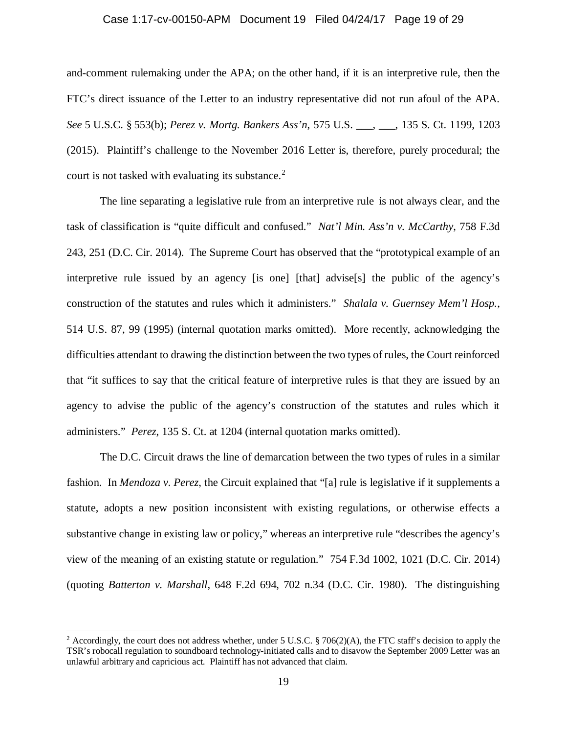and-comment rulemaking under the APA; on the other hand, if it is an interpretive rule, then the FTC's direct issuance of the Letter to an industry representative did not run afoul of the APA. *See* 5 U.S.C. § 553(b); *Perez v. Mortg. Bankers Ass'n*, 575 U.S. ___, ___, 135 S. Ct. 1199, 1203 (2015). Plaintiff's challenge to the November 2016 Letter is, therefore, purely procedural; the court is not tasked with evaluating its substance.[2]

The line separating a legislative rule from an interpretive rule is not always clear, and the task of classification is "quite difficult and confused." *Nat'l Min. Ass'n v. McCarthy*, 758 F.3d 243, 251 (D.C. Cir. 2014). The Supreme Court has observed that the "prototypical example of an interpretive rule issued by an agency [is one] [that] advise[s] the public of the agency's construction of the statutes and rules which it administers." *Shalala v. Guernsey Mem'l Hosp.*, 514 U.S. 87, 99 (1995) (internal quotation marks omitted). More recently, acknowledging the difficulties attendant to drawing the distinction between the two types of rules, the Court reinforced that "it suffices to say that the critical feature of interpretive rules is that they are issued by an agency to advise the public of the agency's construction of the statutes and rules which it administers." *Perez*, 135 S. Ct. at 1204 (internal quotation marks omitted).

The D.C. Circuit draws the line of demarcation between the two types of rules in a similar fashion. In *Mendoza v. Perez*, the Circuit explained that "[a] rule is legislative if it supplements a statute, adopts a new position inconsistent with existing regulations, or otherwise effects a substantive change in existing law or policy," whereas an interpretive rule "describes the agency's view of the meaning of an existing statute or regulation." 754 F.3d 1002, 1021 (D.C. Cir. 2014) (quoting *Batterton v. Marshall*, 648 F.2d 694, 702 n.34 (D.C. Cir. 1980). The distinguishing

---

[2] Accordingly, the court does not address whether, under 5 U.S.C. § 706(2)(A), the FTC staff's decision to apply the TSR's robocall regulation to soundboard technology-initiated calls and to disavow the September 2009 Letter was an unlawful arbitrary and capricious act. Plaintiff has not advanced that claim.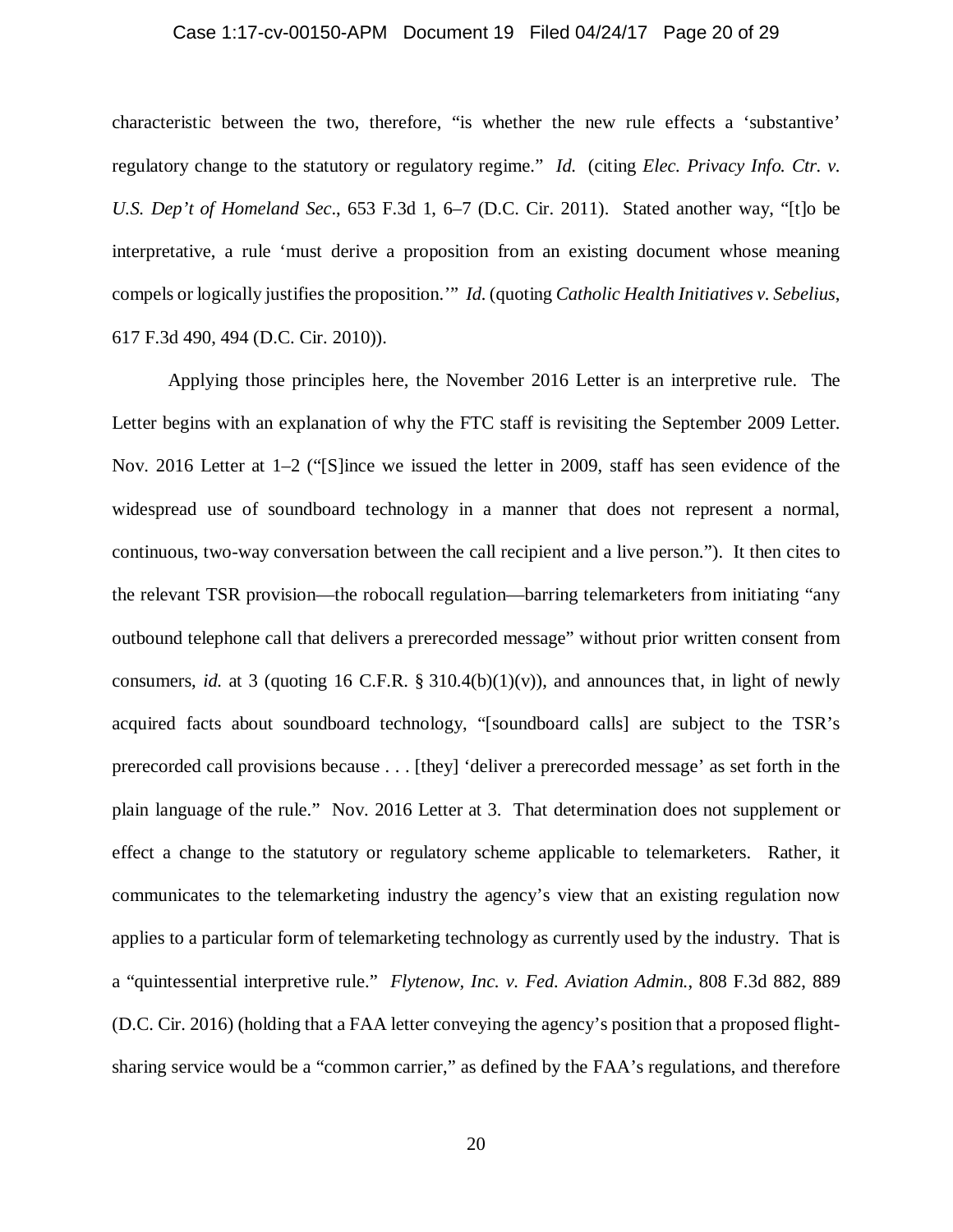characteristic between the two, therefore, "is whether the new rule effects a 'substantive' regulatory change to the statutory or regulatory regime." *Id.* (citing *Elec. Privacy Info. Ctr. v. U.S. Dep't of Homeland Sec*., 653 F.3d 1, 6–7 (D.C. Cir. 2011). Stated another way, "[t]o be interpretative, a rule 'must derive a proposition from an existing document whose meaning compels or logically justifies the proposition.'" *Id.* (quoting *Catholic Health Initiatives v. Sebelius*, 617 F.3d 490, 494 (D.C. Cir. 2010)).

Applying those principles here, the November 2016 Letter is an interpretive rule. The Letter begins with an explanation of why the FTC staff is revisiting the September 2009 Letter. Nov. 2016 Letter at 1–2 ("[S]ince we issued the letter in 2009, staff has seen evidence of the widespread use of soundboard technology in a manner that does not represent a normal, continuous, two-way conversation between the call recipient and a live person."). It then cites to the relevant TSR provision—the robocall regulation—barring telemarketers from initiating "any outbound telephone call that delivers a prerecorded message" without prior written consent from consumers, *id.* at 3 (quoting 16 C.F.R. § 310.4(b)(1)(v)), and announces that, in light of newly acquired facts about soundboard technology, "[soundboard calls] are subject to the TSR's prerecorded call provisions because . . . [they] 'deliver a prerecorded message' as set forth in the plain language of the rule." Nov. 2016 Letter at 3. That determination does not supplement or effect a change to the statutory or regulatory scheme applicable to telemarketers. Rather, it communicates to the telemarketing industry the agency's view that an existing regulation now applies to a particular form of telemarketing technology as currently used by the industry. That is a "quintessential interpretive rule." *Flytenow, Inc. v. Fed. Aviation Admin.*, 808 F.3d 882, 889 (D.C. Cir. 2016) (holding that a FAA letter conveying the agency's position that a proposed flight-sharing service would be a "common carrier," as defined by the FAA's regulations, and therefore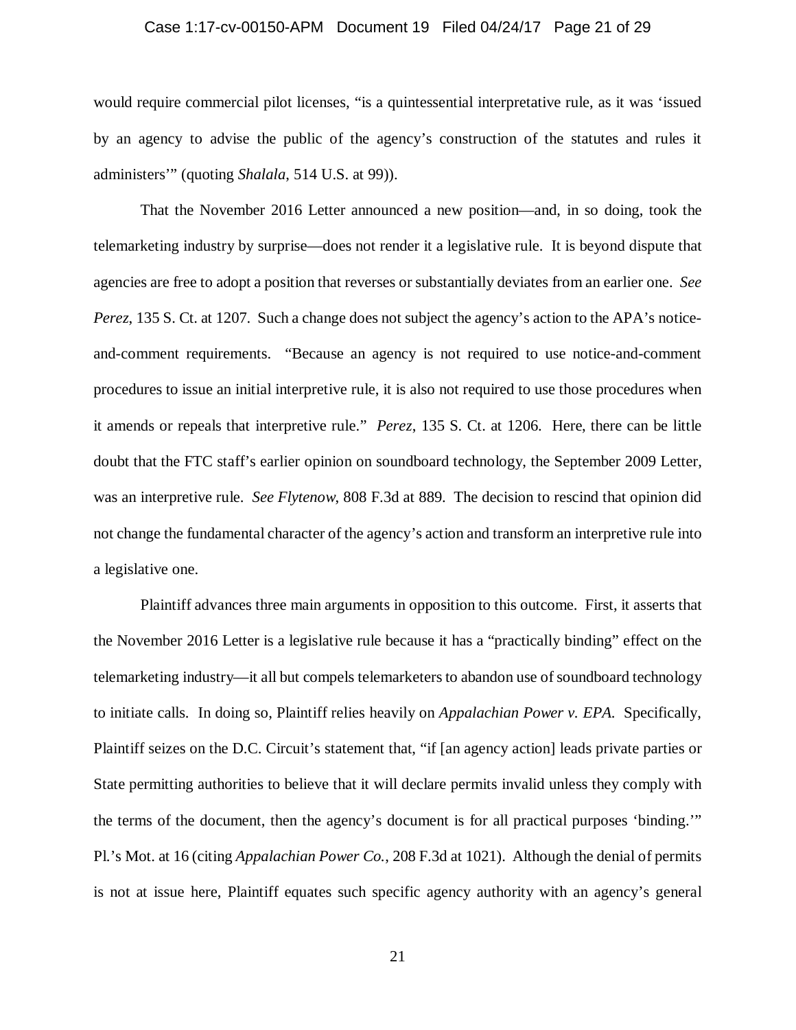would require commercial pilot licenses, "is a quintessential interpretative rule, as it was 'issued by an agency to advise the public of the agency's construction of the statutes and rules it administers'" (quoting *Shalala*, 514 U.S. at 99)).

That the November 2016 Letter announced a new position—and, in so doing, took the telemarketing industry by surprise—does not render it a legislative rule. It is beyond dispute that agencies are free to adopt a position that reverses or substantially deviates from an earlier one. *See Perez*, 135 S. Ct. at 1207. Such a change does not subject the agency's action to the APA's notice-and-comment requirements. "Because an agency is not required to use notice-and-comment procedures to issue an initial interpretive rule, it is also not required to use those procedures when it amends or repeals that interpretive rule." *Perez*, 135 S. Ct. at 1206. Here, there can be little doubt that the FTC staff's earlier opinion on soundboard technology, the September 2009 Letter, was an interpretive rule. *See Flytenow*, 808 F.3d at 889. The decision to rescind that opinion did not change the fundamental character of the agency's action and transform an interpretive rule into a legislative one.

Plaintiff advances three main arguments in opposition to this outcome. First, it asserts that the November 2016 Letter is a legislative rule because it has a "practically binding" effect on the telemarketing industry—it all but compels telemarketers to abandon use of soundboard technology to initiate calls. In doing so, Plaintiff relies heavily on *Appalachian Power v. EPA*. Specifically, Plaintiff seizes on the D.C. Circuit's statement that, "if [an agency action] leads private parties or State permitting authorities to believe that it will declare permits invalid unless they comply with the terms of the document, then the agency's document is for all practical purposes 'binding.'" Pl.'s Mot. at 16 (citing *Appalachian Power Co.*, 208 F.3d at 1021). Although the denial of permits is not at issue here, Plaintiff equates such specific agency authority with an agency's general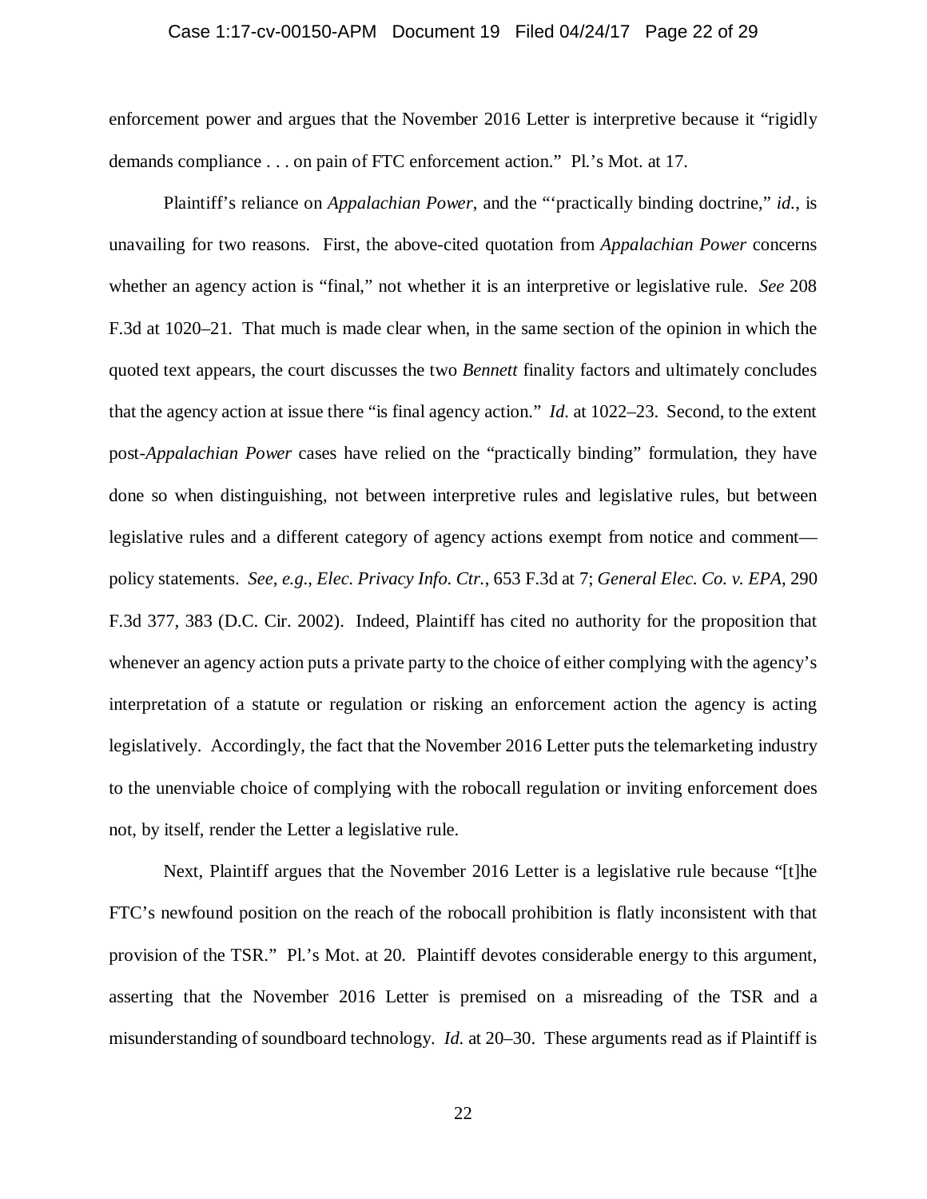enforcement power and argues that the November 2016 Letter is interpretive because it "rigidly demands compliance . . . on pain of FTC enforcement action." Pl.'s Mot. at 17.

Plaintiff's reliance on *Appalachian Power*, and the "'practically binding doctrine," *id.*, is unavailing for two reasons. First, the above-cited quotation from *Appalachian Power* concerns whether an agency action is "final," not whether it is an interpretive or legislative rule. *See* 208 F.3d at 1020–21. That much is made clear when, in the same section of the opinion in which the quoted text appears, the court discusses the two *Bennett* finality factors and ultimately concludes that the agency action at issue there "is final agency action." *Id.* at 1022–23. Second, to the extent post-*Appalachian Power* cases have relied on the "practically binding" formulation, they have done so when distinguishing, not between interpretive rules and legislative rules, but between legislative rules and a different category of agency actions exempt from notice and comment—policy statements. *See, e.g.*, *Elec. Privacy Info. Ctr.*, 653 F.3d at 7; *General Elec. Co. v. EPA*, 290 F.3d 377, 383 (D.C. Cir. 2002). Indeed, Plaintiff has cited no authority for the proposition that whenever an agency action puts a private party to the choice of either complying with the agency's interpretation of a statute or regulation or risking an enforcement action the agency is acting legislatively. Accordingly, the fact that the November 2016 Letter puts the telemarketing industry to the unenviable choice of complying with the robocall regulation or inviting enforcement does not, by itself, render the Letter a legislative rule.

Next, Plaintiff argues that the November 2016 Letter is a legislative rule because "[t]he FTC's newfound position on the reach of the robocall prohibition is flatly inconsistent with that provision of the TSR." Pl.'s Mot. at 20. Plaintiff devotes considerable energy to this argument, asserting that the November 2016 Letter is premised on a misreading of the TSR and a misunderstanding of soundboard technology. *Id.* at 20–30. These arguments read as if Plaintiff is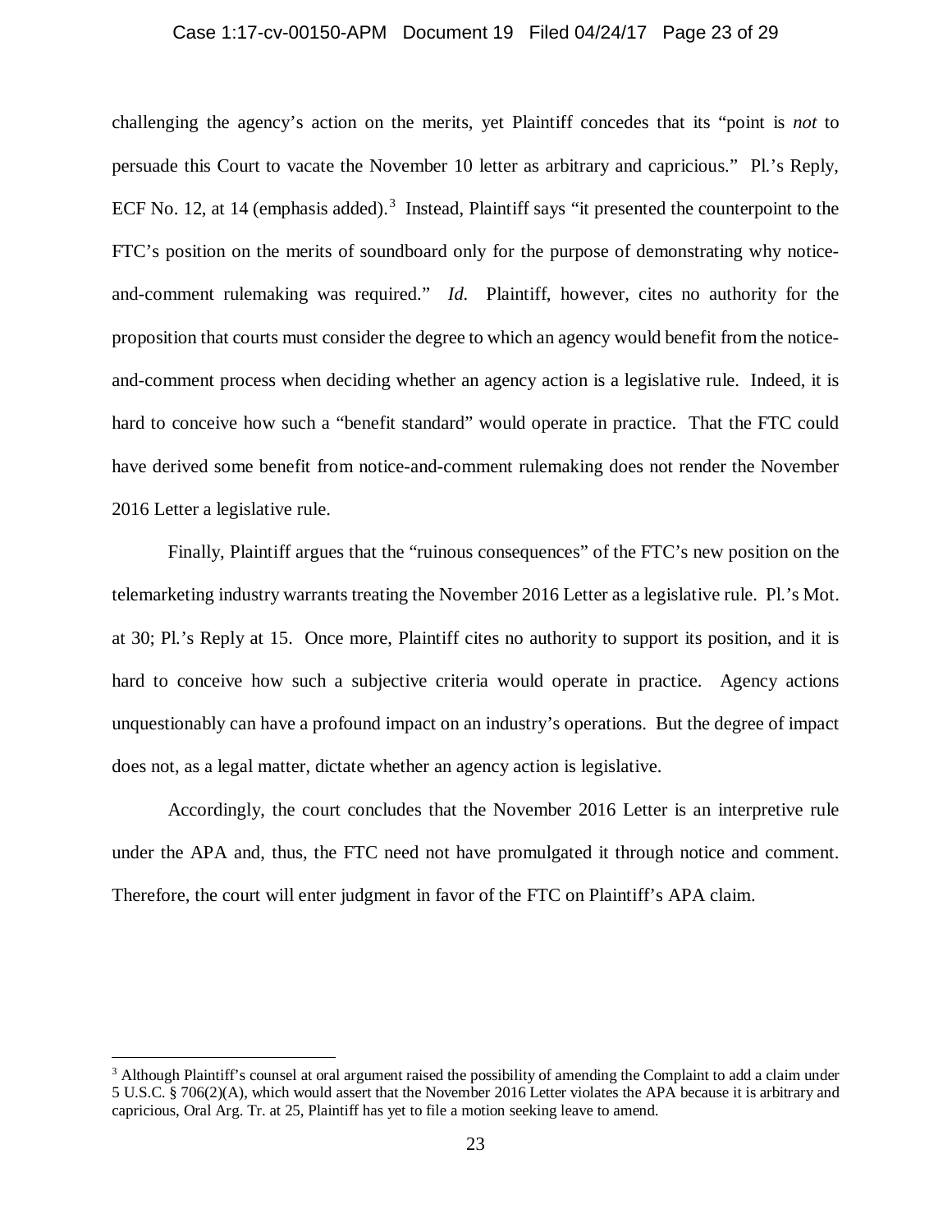challenging the agency's action on the merits, yet Plaintiff concedes that its "point is *not* to persuade this Court to vacate the November 10 letter as arbitrary and capricious." Pl.'s Reply, ECF No. 12, at 14 (emphasis added).[3] Instead, Plaintiff says "it presented the counterpoint to the FTC's position on the merits of soundboard only for the purpose of demonstrating why notice-and-comment rulemaking was required." *Id.* Plaintiff, however, cites no authority for the proposition that courts must consider the degree to which an agency would benefit from the notice-and-comment process when deciding whether an agency action is a legislative rule. Indeed, it is hard to conceive how such a "benefit standard" would operate in practice. That the FTC could have derived some benefit from notice-and-comment rulemaking does not render the November 2016 Letter a legislative rule.

Finally, Plaintiff argues that the "ruinous consequences" of the FTC's new position on the telemarketing industry warrants treating the November 2016 Letter as a legislative rule. Pl.'s Mot. at 30; Pl.'s Reply at 15. Once more, Plaintiff cites no authority to support its position, and it is hard to conceive how such a subjective criteria would operate in practice. Agency actions unquestionably can have a profound impact on an industry's operations. But the degree of impact does not, as a legal matter, dictate whether an agency action is legislative.

Accordingly, the court concludes that the November 2016 Letter is an interpretive rule under the APA and, thus, the FTC need not have promulgated it through notice and comment. Therefore, the court will enter judgment in favor of the FTC on Plaintiff's APA claim.

[3] Although Plaintiff's counsel at oral argument raised the possibility of amending the Complaint to add a claim under 5 U.S.C. § 706(2)(A), which would assert that the November 2016 Letter violates the APA because it is arbitrary and capricious, Oral Arg. Tr. at 25, Plaintiff has yet to file a motion seeking leave to amend.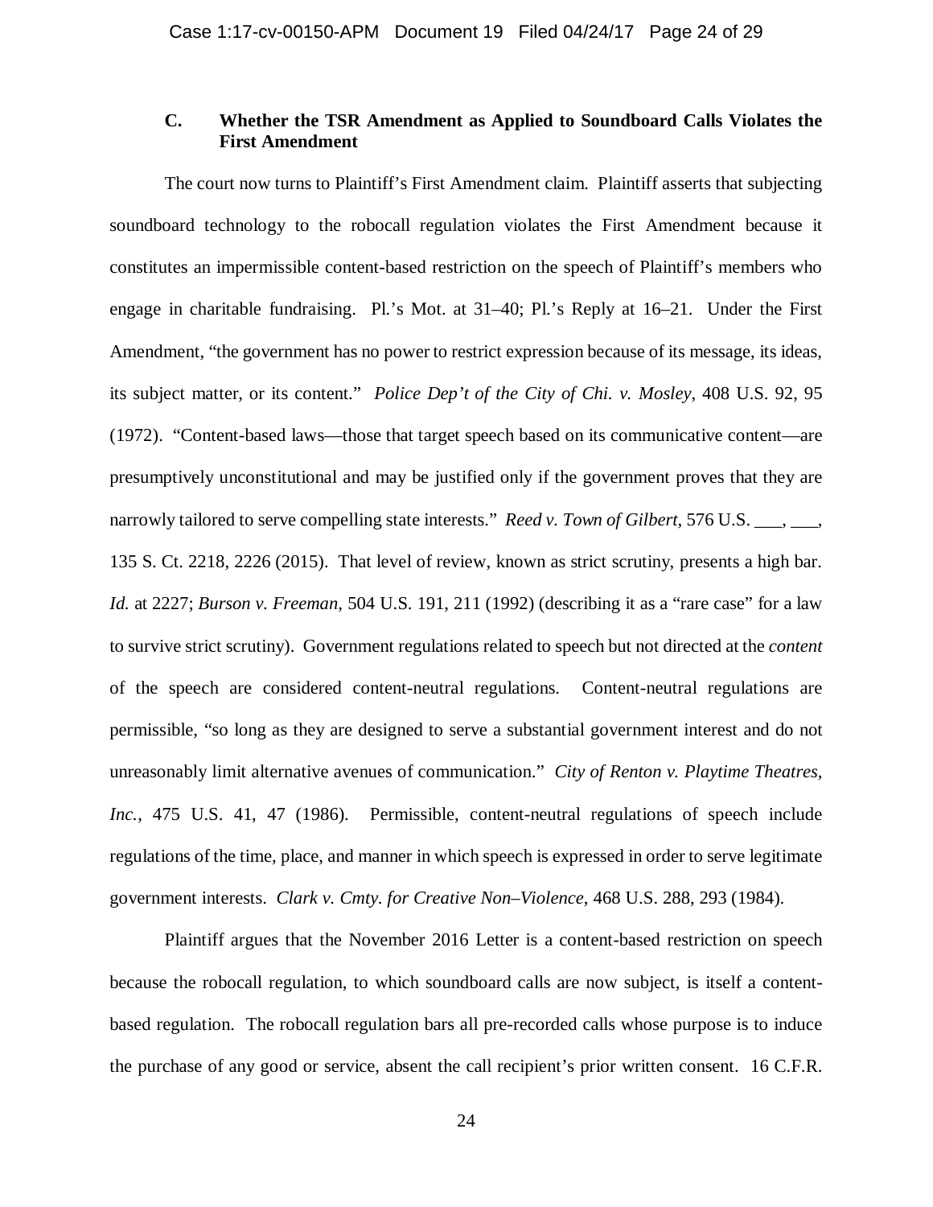### C. Whether the TSR Amendment as Applied to Soundboard Calls Violates the First Amendment

The court now turns to Plaintiff's First Amendment claim. Plaintiff asserts that subjecting soundboard technology to the robocall regulation violates the First Amendment because it constitutes an impermissible content-based restriction on the speech of Plaintiff's members who engage in charitable fundraising. Pl.'s Mot. at 31–40; Pl.'s Reply at 16–21. Under the First Amendment, "the government has no power to restrict expression because of its message, its ideas, its subject matter, or its content." *Police Dep't of the City of Chi. v. Mosley*, 408 U.S. 92, 95 (1972). "Content-based laws—those that target speech based on its communicative content—are presumptively unconstitutional and may be justified only if the government proves that they are narrowly tailored to serve compelling state interests." *Reed v. Town of Gilbert*, 576 U.S. ___, ___, 135 S. Ct. 2218, 2226 (2015). That level of review, known as strict scrutiny, presents a high bar. *Id.* at 2227; *Burson v. Freeman*, 504 U.S. 191, 211 (1992) (describing it as a "rare case" for a law to survive strict scrutiny). Government regulations related to speech but not directed at the *content* of the speech are considered content-neutral regulations. Content-neutral regulations are permissible, "so long as they are designed to serve a substantial government interest and do not unreasonably limit alternative avenues of communication." *City of Renton v. Playtime Theatres, Inc.*, 475 U.S. 41, 47 (1986). Permissible, content-neutral regulations of speech include regulations of the time, place, and manner in which speech is expressed in order to serve legitimate government interests. *Clark v. Cmty. for Creative Non–Violence*, 468 U.S. 288, 293 (1984).

Plaintiff argues that the November 2016 Letter is a content-based restriction on speech because the robocall regulation, to which soundboard calls are now subject, is itself a content-based regulation. The robocall regulation bars all pre-recorded calls whose purpose is to induce the purchase of any good or service, absent the call recipient's prior written consent. 16 C.F.R.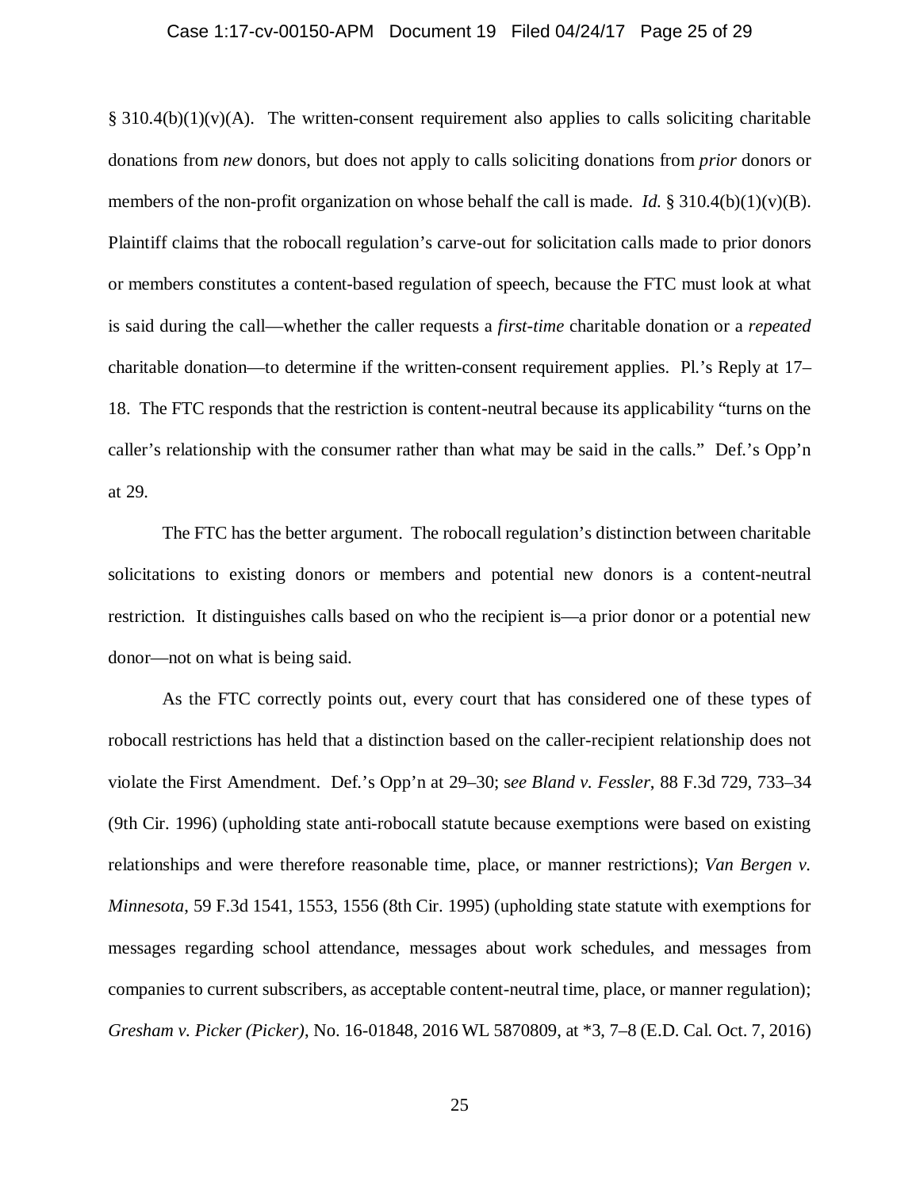§ 310.4(b)(1)(v)(A). The written-consent requirement also applies to calls soliciting charitable donations from *new* donors, but does not apply to calls soliciting donations from *prior* donors or members of the non-profit organization on whose behalf the call is made. *Id.* § 310.4(b)(1)(v)(B). Plaintiff claims that the robocall regulation's carve-out for solicitation calls made to prior donors or members constitutes a content-based regulation of speech, because the FTC must look at what is said during the call—whether the caller requests a *first-time* charitable donation or a *repeated* charitable donation—to determine if the written-consent requirement applies. Pl.'s Reply at 17–18. The FTC responds that the restriction is content-neutral because its applicability "turns on the caller's relationship with the consumer rather than what may be said in the calls." Def.'s Opp'n at 29.

The FTC has the better argument. The robocall regulation's distinction between charitable solicitations to existing donors or members and potential new donors is a content-neutral restriction. It distinguishes calls based on who the recipient is—a prior donor or a potential new donor—not on what is being said.

As the FTC correctly points out, every court that has considered one of these types of robocall restrictions has held that a distinction based on the caller-recipient relationship does not violate the First Amendment. Def.'s Opp'n at 29–30; s*ee Bland v. Fessler*, 88 F.3d 729, 733–34 (9th Cir. 1996) (upholding state anti-robocall statute because exemptions were based on existing relationships and were therefore reasonable time, place, or manner restrictions); *Van Bergen v. Minnesota*, 59 F.3d 1541, 1553, 1556 (8th Cir. 1995) (upholding state statute with exemptions for messages regarding school attendance, messages about work schedules, and messages from companies to current subscribers, as acceptable content-neutral time, place, or manner regulation); *Gresham v. Picker (Picker)*, No. 16-01848, 2016 WL 5870809, at *3, 7–8 (E.D. Cal. Oct. 7, 2016)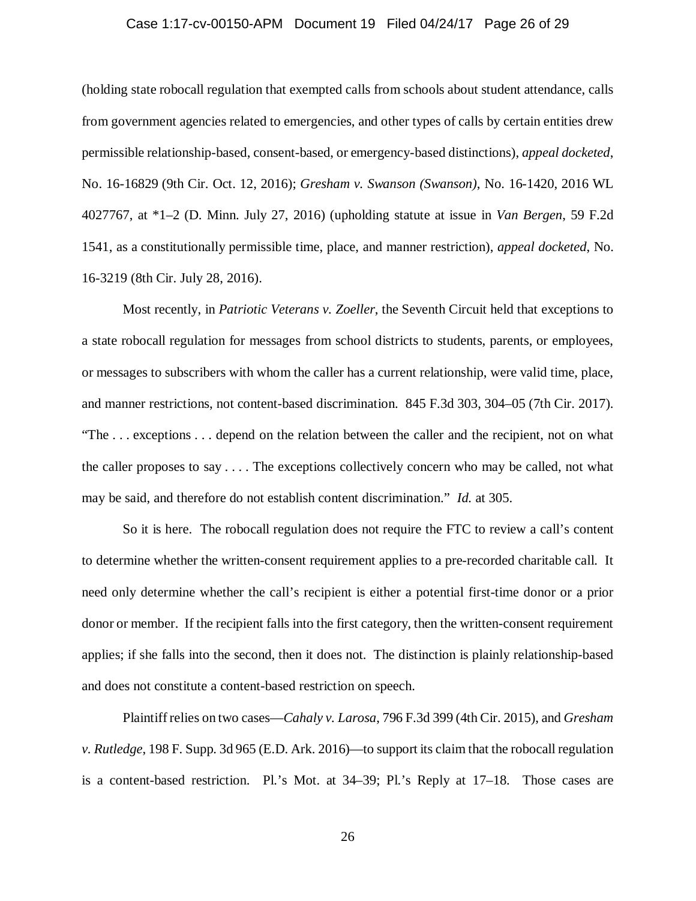(holding state robocall regulation that exempted calls from schools about student attendance, calls from government agencies related to emergencies, and other types of calls by certain entities drew permissible relationship-based, consent-based, or emergency-based distinctions), *appeal docketed*, No. 16-16829 (9th Cir. Oct. 12, 2016); *Gresham v. Swanson (Swanson)*, No. 16-1420, 2016 WL 4027767, at *1–2 (D. Minn. July 27, 2016) (upholding statute at issue in *Van Bergen*, 59 F.2d 1541, as a constitutionally permissible time, place, and manner restriction), *appeal docketed*, No. 16-3219 (8th Cir. July 28, 2016).

Most recently, in *Patriotic Veterans v. Zoeller*, the Seventh Circuit held that exceptions to a state robocall regulation for messages from school districts to students, parents, or employees, or messages to subscribers with whom the caller has a current relationship, were valid time, place, and manner restrictions, not content-based discrimination. 845 F.3d 303, 304–05 (7th Cir. 2017). "The . . . exceptions . . . depend on the relation between the caller and the recipient, not on what the caller proposes to say . . . . The exceptions collectively concern who may be called, not what may be said, and therefore do not establish content discrimination." *Id.* at 305.

So it is here. The robocall regulation does not require the FTC to review a call's content to determine whether the written-consent requirement applies to a pre-recorded charitable call. It need only determine whether the call's recipient is either a potential first-time donor or a prior donor or member. If the recipient falls into the first category, then the written-consent requirement applies; if she falls into the second, then it does not. The distinction is plainly relationship-based and does not constitute a content-based restriction on speech.

Plaintiff relies on two cases—*Cahaly v. Larosa*, 796 F.3d 399 (4th Cir. 2015), and *Gresham v. Rutledge*, 198 F. Supp. 3d 965 (E.D. Ark. 2016)—to support its claim that the robocall regulation is a content-based restriction. Pl.'s Mot. at 34–39; Pl.'s Reply at 17–18. Those cases are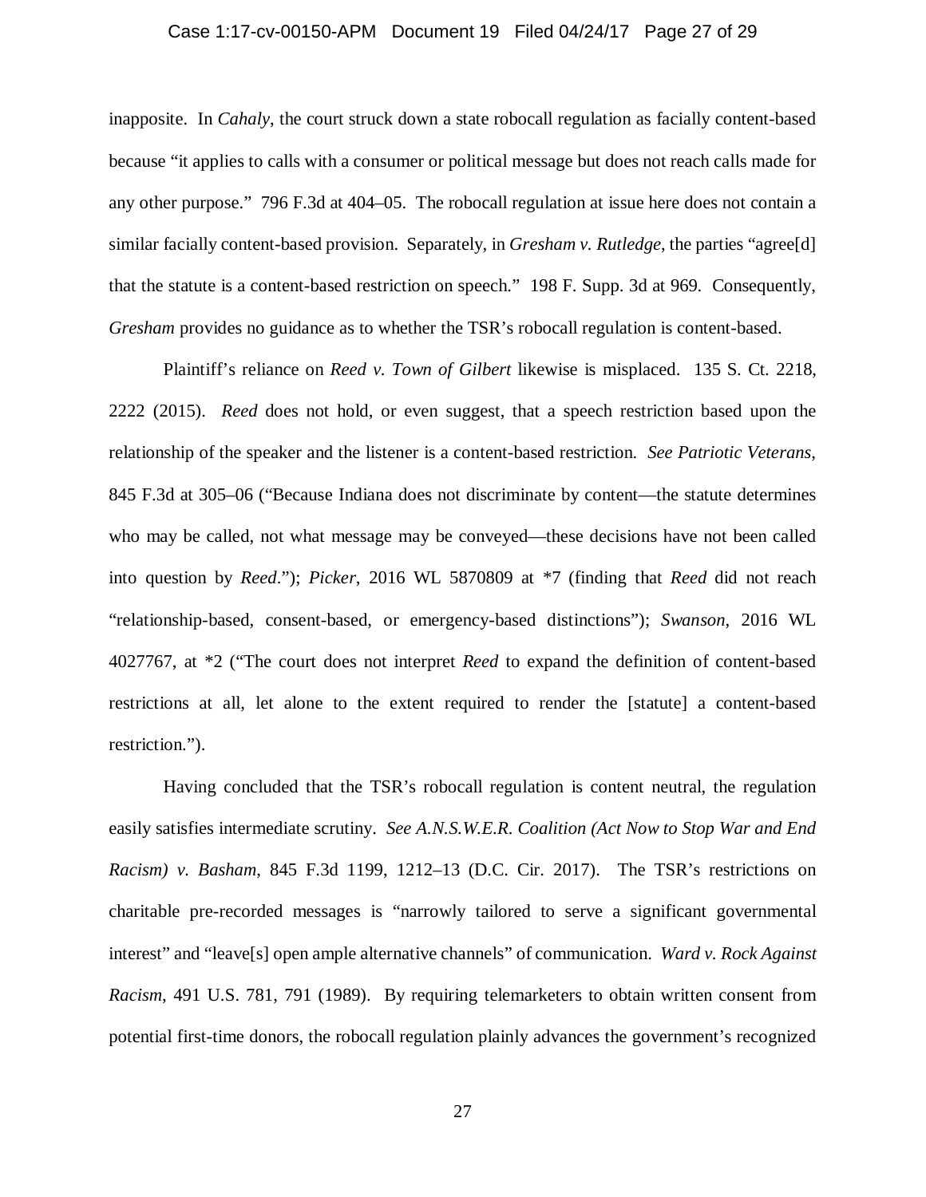inapposite. In *Cahaly*, the court struck down a state robocall regulation as facially content-based because "it applies to calls with a consumer or political message but does not reach calls made for any other purpose." 796 F.3d at 404–05. The robocall regulation at issue here does not contain a similar facially content-based provision. Separately, in *Gresham v. Rutledge*, the parties "agree[d] that the statute is a content-based restriction on speech." 198 F. Supp. 3d at 969. Consequently, *Gresham* provides no guidance as to whether the TSR's robocall regulation is content-based.

Plaintiff's reliance on *Reed v. Town of Gilbert* likewise is misplaced. 135 S. Ct. 2218, 2222 (2015). *Reed* does not hold, or even suggest, that a speech restriction based upon the relationship of the speaker and the listener is a content-based restriction. *See Patriotic Veterans*, 845 F.3d at 305–06 ("Because Indiana does not discriminate by content—the statute determines who may be called, not what message may be conveyed—these decisions have not been called into question by *Reed*."); *Picker*, 2016 WL 5870809 at *7 (finding that *Reed* did not reach "relationship-based, consent-based, or emergency-based distinctions"); *Swanson*, 2016 WL 4027767, at *2 ("The court does not interpret *Reed* to expand the definition of content-based restrictions at all, let alone to the extent required to render the [statute] a content-based restriction.").

Having concluded that the TSR's robocall regulation is content neutral, the regulation easily satisfies intermediate scrutiny. *See A.N.S.W.E.R. Coalition (Act Now to Stop War and End Racism) v. Basham*, 845 F.3d 1199, 1212–13 (D.C. Cir. 2017). The TSR's restrictions on charitable pre-recorded messages is "narrowly tailored to serve a significant governmental interest" and "leave[s] open ample alternative channels" of communication. *Ward v. Rock Against Racism*, 491 U.S. 781, 791 (1989). By requiring telemarketers to obtain written consent from potential first-time donors, the robocall regulation plainly advances the government's recognized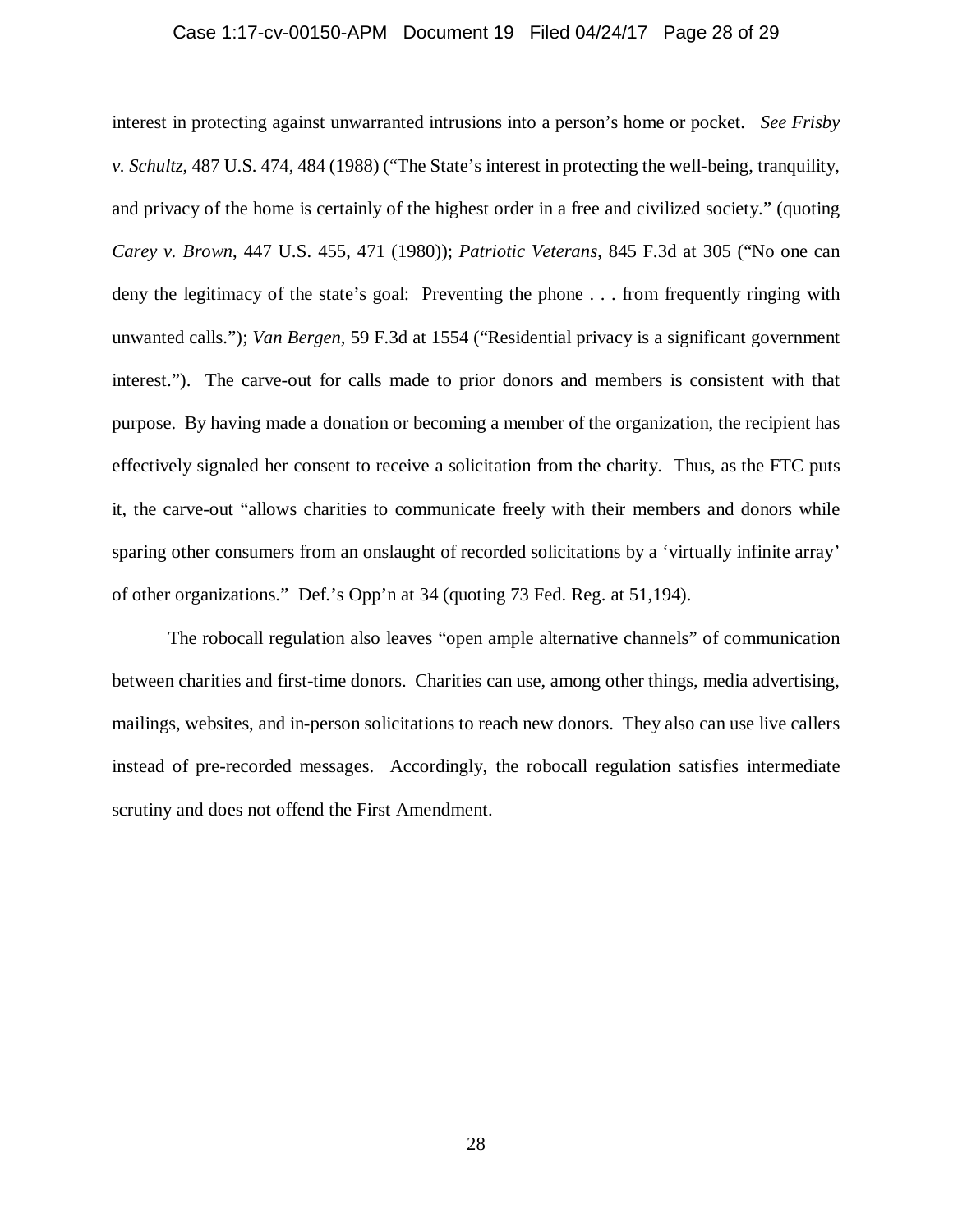interest in protecting against unwarranted intrusions into a person's home or pocket. *See Frisby v. Schultz*, 487 U.S. 474, 484 (1988) ("The State's interest in protecting the well-being, tranquility, and privacy of the home is certainly of the highest order in a free and civilized society." (quoting *Carey v. Brown*, 447 U.S. 455, 471 (1980)); *Patriotic Veterans*, 845 F.3d at 305 ("No one can deny the legitimacy of the state's goal: Preventing the phone . . . from frequently ringing with unwanted calls."); *Van Bergen*, 59 F.3d at 1554 ("Residential privacy is a significant government interest."). The carve-out for calls made to prior donors and members is consistent with that purpose. By having made a donation or becoming a member of the organization, the recipient has effectively signaled her consent to receive a solicitation from the charity. Thus, as the FTC puts it, the carve-out "allows charities to communicate freely with their members and donors while sparing other consumers from an onslaught of recorded solicitations by a 'virtually infinite array' of other organizations." Def.'s Opp'n at 34 (quoting 73 Fed. Reg. at 51,194).

The robocall regulation also leaves "open ample alternative channels" of communication between charities and first-time donors. Charities can use, among other things, media advertising, mailings, websites, and in-person solicitations to reach new donors. They also can use live callers instead of pre-recorded messages. Accordingly, the robocall regulation satisfies intermediate scrutiny and does not offend the First Amendment.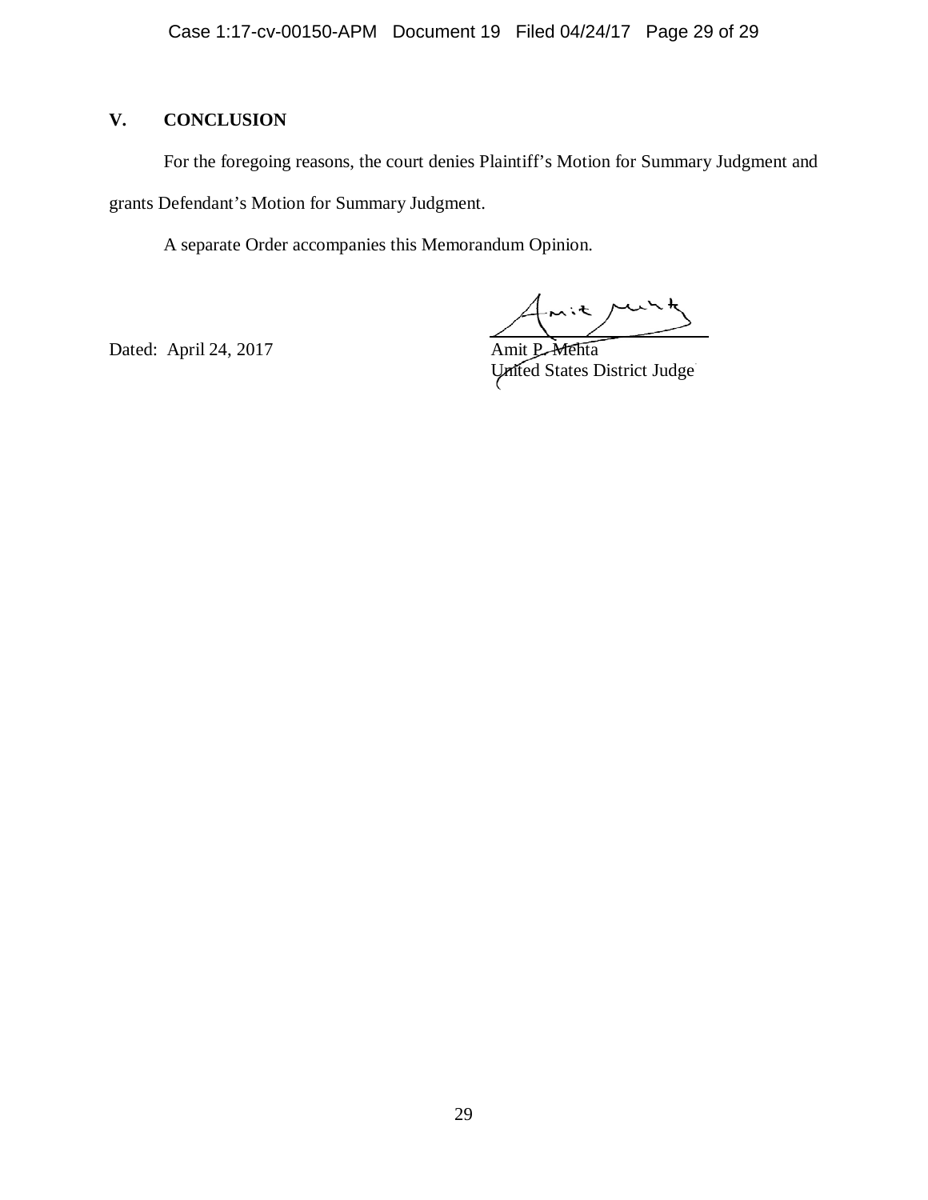## V. CONCLUSION

For the foregoing reasons, the court denies Plaintiff's Motion for Summary Judgment and grants Defendant's Motion for Summary Judgment.

A separate Order accompanies this Memorandum Opinion.

Dated: April 24, 2017

Amit P. Mehta
United States District Judge